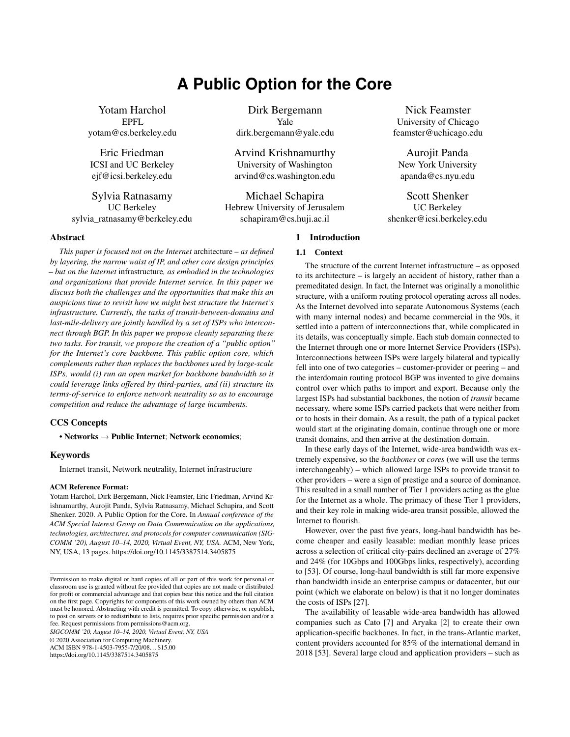# A Public Option for the Core

Yotam Harchol
EPFL
yotam@cs.berkeley.edu

Dirk Bergemann
Yale
dirk.bergemann@yale.edu

Nick Feamster
University of Chicago
feamster@uchicago.edu

Eric Friedman
ICSI and UC Berkeley
ejf@icsi.berkeley.edu

Arvind Krishnamurthy
University of Washington
arvind@cs.washington.edu

Aurojit Panda
New York University
apanda@cs.nyu.edu

Sylvia Ratnasamy
UC Berkeley
sylvia_ratnasamy@berkeley.edu

Michael Schapira
Hebrew University of Jerusalem
schapiram@cs.huji.ac.il

Scott Shenker
UC Berkeley
shenker@icsi.berkeley.edu

## Abstract

*This paper is focused not on the Internet* architecture *– as defined by layering, the narrow waist of IP, and other core design principles – but on the Internet* infrastructure*, as embodied in the technologies and organizations that provide Internet service. In this paper we discuss both the challenges and the opportunities that make this an auspicious time to revisit how we might best structure the Internet's infrastructure. Currently, the tasks of transit-between-domains and last-mile-delivery are jointly handled by a set of ISPs who interconnect through BGP. In this paper we propose cleanly separating these two tasks. For transit, we propose the creation of a "public option" for the Internet's core backbone. This public option core, which complements rather than replaces the backbones used by large-scale ISPs, would (i) run an open market for backbone bandwidth so it could leverage links offered by third-parties, and (ii) structure its terms-of-service to enforce network neutrality so as to encourage competition and reduce the advantage of large incumbents.*

## CCS Concepts

• **Networks** → **Public Internet**; **Network economics**;

## Keywords

Internet transit, Network neutrality, Internet infrastructure

**ACM Reference Format:**

Yotam Harchol, Dirk Bergemann, Nick Feamster, Eric Friedman, Arvind Krishnamurthy, Aurojit Panda, Sylvia Ratnasamy, Michael Schapira, and Scott Shenker. 2020. A Public Option for the Core. In *Annual conference of the ACM Special Interest Group on Data Communication on the applications, technologies, architectures, and protocols for computer communication (SIGCOMM '20), August 10–14, 2020, Virtual Event, NY, USA.* ACM, New York, NY, USA, 13 pages. https://doi.org/10.1145/3387514.3405875

Permission to make digital or hard copies of all or part of this work for personal or classroom use is granted without fee provided that copies are not made or distributed for profit or commercial advantage and that copies bear this notice and the full citation on the first page. Copyrights for components of this work owned by others than ACM must be honored. Abstracting with credit is permitted. To copy otherwise, or republish, to post on servers or to redistribute to lists, requires prior specific permission and/or a fee. Request permissions from permissions@acm.org.

*SIGCOMM '20, August 10–14, 2020, Virtual Event, NY, USA*

© 2020 Association for Computing Machinery.

ACM ISBN 978-1-4503-7955-7/20/08...$15.00

https://doi.org/10.1145/3387514.3405875

## 1 Introduction

### 1.1 Context

The structure of the current Internet infrastructure – as opposed to its architecture – is largely an accident of history, rather than a premeditated design. In fact, the Internet was originally a monolithic structure, with a uniform routing protocol operating across all nodes. As the Internet devolved into separate Autonomous Systems (each with many internal nodes) and became commercial in the 90s, it settled into a pattern of interconnections that, while complicated in its details, was conceptually simple. Each stub domain connected to the Internet through one or more Internet Service Providers (ISPs). Interconnections between ISPs were largely bilateral and typically fell into one of two categories – customer-provider or peering – and the interdomain routing protocol BGP was invented to give domains control over which paths to import and export. Because only the largest ISPs had substantial backbones, the notion of *transit* became necessary, where some ISPs carried packets that were neither from or to hosts in their domain. As a result, the path of a typical packet would start at the originating domain, continue through one or more transit domains, and then arrive at the destination domain.

In these early days of the Internet, wide-area bandwidth was extremely expensive, so the *backbones* or *cores* (we will use the terms interchangeably) – which allowed large ISPs to provide transit to other providers – were a sign of prestige and a source of dominance. This resulted in a small number of Tier 1 providers acting as the glue for the Internet as a whole. The primacy of these Tier 1 providers, and their key role in making wide-area transit possible, allowed the Internet to flourish.

However, over the past five years, long-haul bandwidth has become cheaper and easily leasable: median monthly lease prices across a selection of critical city-pairs declined an average of 27% and 24% (for 10Gbps and 100Gbps links, respectively), according to [53]. Of course, long-haul bandwidth is still far more expensive than bandwidth inside an enterprise campus or datacenter, but our point (which we elaborate on below) is that it no longer dominates the costs of ISPs [27].

The availability of leasable wide-area bandwidth has allowed companies such as Cato [7] and Aryaka [2] to create their own application-specific backbones. In fact, in the trans-Atlantic market, content providers accounted for 85% of the international demand in 2018 [53]. Several large cloud and application providers – such as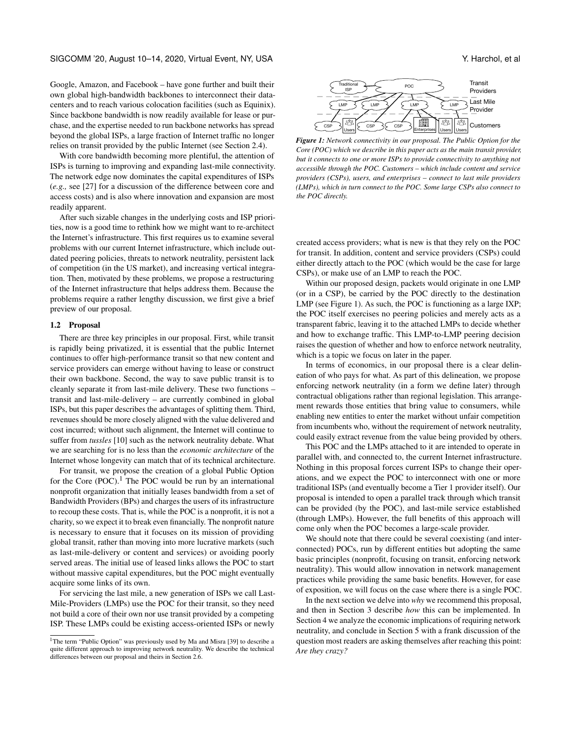Google, Amazon, and Facebook – have gone further and built their own global high-bandwidth backbones to interconnect their datacenters and to reach various colocation facilities (such as Equinix). Since backbone bandwidth is now readily available for lease or purchase, and the expertise needed to run backbone networks has spread beyond the global ISPs, a large fraction of Internet traffic no longer relies on transit provided by the public Internet (see Section 2.4).

With core bandwidth becoming more plentiful, the attention of ISPs is turning to improving and expanding last-mile connectivity. The network edge now dominates the capital expenditures of ISPs (*e.g.,* see [27] for a discussion of the difference between core and access costs) and is also where innovation and expansion are most readily apparent.

After such sizable changes in the underlying costs and ISP priorities, now is a good time to rethink how we might want to re-architect the Internet's infrastructure. This first requires us to examine several problems with our current Internet infrastructure, which include outdated peering policies, threats to network neutrality, persistent lack of competition (in the US market), and increasing vertical integration. Then, motivated by these problems, we propose a restructuring of the Internet infrastructure that helps address them. Because the problems require a rather lengthy discussion, we first give a brief preview of our proposal.

### 1.2 Proposal

There are three key principles in our proposal. First, while transit is rapidly being privatized, it is essential that the public Internet continues to offer high-performance transit so that new content and service providers can emerge without having to lease or construct their own backbone. Second, the way to save public transit is to cleanly separate it from last-mile delivery. These two functions – transit and last-mile-delivery – are currently combined in global ISPs, but this paper describes the advantages of splitting them. Third, revenues should be more closely aligned with the value delivered and cost incurred; without such alignment, the Internet will continue to suffer from *tussles* [10] such as the network neutrality debate. What we are searching for is no less than the *economic architecture* of the Internet whose longevity can match that of its technical architecture.

For transit, we propose the creation of a global Public Option for the Core (POC).[1] The POC would be run by an international nonprofit organization that initially leases bandwidth from a set of Bandwidth Providers (BPs) and charges the users of its infrastructure to recoup these costs. That is, while the POC is a nonprofit, it is not a charity, so we expect it to break even financially. The nonprofit nature is necessary to ensure that it focuses on its mission of providing global transit, rather than moving into more lucrative markets (such as last-mile-delivery or content and services) or avoiding poorly served areas. The initial use of leased links allows the POC to start without massive capital expenditures, but the POC might eventually acquire some links of its own.

For servicing the last mile, a new generation of ISPs we call Last-Mile-Providers (LMPs) use the POC for their transit, so they need not build a core of their own nor use transit provided by a competing ISP. These LMPs could be existing access-oriented ISPs or newly created access providers; what is new is that they rely on the POC for transit. In addition, content and service providers (CSPs) could either directly attach to the POC (which would be the case for large CSPs), or make use of an LMP to reach the POC.

[1] The term "Public Option" was previously used by Ma and Misra [39] to describe a quite different approach to improving network neutrality. We describe the technical differences between our proposal and theirs in Section 2.6.

***Figure 1:*** *Network connectivity in our proposal. The Public Option for the Core (POC) which we describe in this paper acts as the main transit provider, but it connects to one or more ISPs to provide connectivity to anything not accessible through the POC. Customers – which include content and service providers (CSPs), users, and enterprises – connect to last mile providers (LMPs), which in turn connect to the POC. Some large CSPs also connect to the POC directly.*

Within our proposed design, packets would originate in one LMP (or in a CSP), be carried by the POC directly to the destination LMP (see Figure 1). As such, the POC is functioning as a large IXP; the POC itself exercises no peering policies and merely acts as a transparent fabric, leaving it to the attached LMPs to decide whether and how to exchange traffic. This LMP-to-LMP peering decision raises the question of whether and how to enforce network neutrality, which is a topic we focus on later in the paper.

In terms of economics, in our proposal there is a clear delineation of who pays for what. As part of this delineation, we propose enforcing network neutrality (in a form we define later) through contractual obligations rather than regional legislation. This arrangement rewards those entities that bring value to consumers, while enabling new entities to enter the market without unfair competition from incumbents who, without the requirement of network neutrality, could easily extract revenue from the value being provided by others.

This POC and the LMPs attached to it are intended to operate in parallel with, and connected to, the current Internet infrastructure. Nothing in this proposal forces current ISPs to change their operations, and we expect the POC to interconnect with one or more traditional ISPs (and eventually become a Tier 1 provider itself). Our proposal is intended to open a parallel track through which transit can be provided (by the POC), and last-mile service established (through LMPs). However, the full benefits of this approach will come only when the POC becomes a large-scale provider.

We should note that there could be several coexisting (and interconnected) POCs, run by different entities but adopting the same basic principles (nonprofit, focusing on transit, enforcing network neutrality). This would allow innovation in network management practices while providing the same basic benefits. However, for ease of exposition, we will focus on the case where there is a single POC.

In the next section we delve into *why* we recommend this proposal, and then in Section 3 describe *how* this can be implemented. In Section 4 we analyze the economic implications of requiring network neutrality, and conclude in Section 5 with a frank discussion of the question most readers are asking themselves after reaching this point: *Are they crazy?*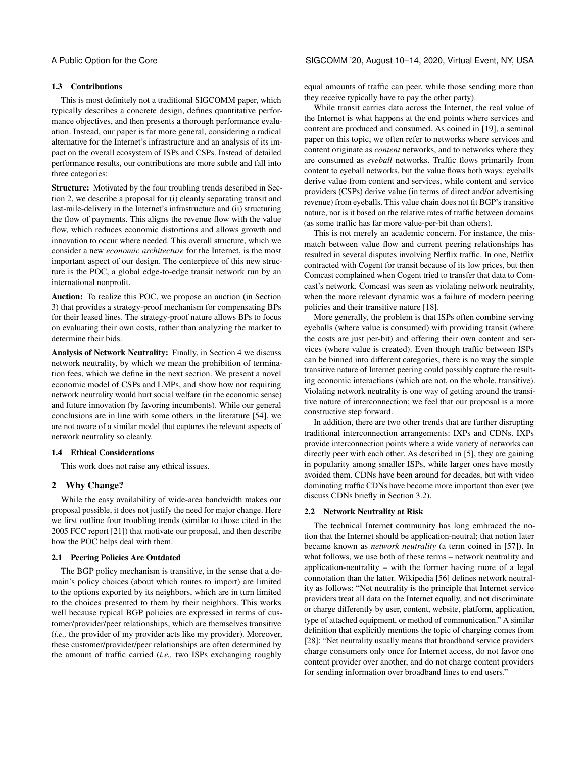### 1.3 Contributions

This is most definitely not a traditional SIGCOMM paper, which typically describes a concrete design, defines quantitative performance objectives, and then presents a thorough performance evaluation. Instead, our paper is far more general, considering a radical alternative for the Internet's infrastructure and an analysis of its impact on the overall ecosystem of ISPs and CSPs. Instead of detailed performance results, our contributions are more subtle and fall into three categories:

**Structure:** Motivated by the four troubling trends described in Section 2, we describe a proposal for (i) cleanly separating transit and last-mile-delivery in the Internet's infrastructure and (ii) structuring the flow of payments. This aligns the revenue flow with the value flow, which reduces economic distortions and allows growth and innovation to occur where needed. This overall structure, which we consider a new *economic architecture* for the Internet, is the most important aspect of our design. The centerpiece of this new structure is the POC, a global edge-to-edge transit network run by an international nonprofit.

**Auction:** To realize this POC, we propose an auction (in Section 3) that provides a strategy-proof mechanism for compensating BPs for their leased lines. The strategy-proof nature allows BPs to focus on evaluating their own costs, rather than analyzing the market to determine their bids.

**Analysis of Network Neutrality:** Finally, in Section 4 we discuss network neutrality, by which we mean the prohibition of termination fees, which we define in the next section. We present a novel economic model of CSPs and LMPs, and show how not requiring network neutrality would hurt social welfare (in the economic sense) and future innovation (by favoring incumbents). While our general conclusions are in line with some others in the literature [54], we are not aware of a similar model that captures the relevant aspects of network neutrality so cleanly.

### 1.4 Ethical Considerations

This work does not raise any ethical issues.

## 2 Why Change?

While the easy availability of wide-area bandwidth makes our proposal possible, it does not justify the need for major change. Here we first outline four troubling trends (similar to those cited in the 2005 FCC report [21]) that motivate our proposal, and then describe how the POC helps deal with them.

### 2.1 Peering Policies Are Outdated

The BGP policy mechanism is transitive, in the sense that a domain's policy choices (about which routes to import) are limited to the options exported by its neighbors, which are in turn limited to the choices presented to them by their neighbors. This works well because typical BGP policies are expressed in terms of customer/provider/peer relationships, which are themselves transitive (*i.e.,* the provider of my provider acts like my provider). Moreover, these customer/provider/peer relationships are often determined by the amount of traffic carried (*i.e.,* two ISPs exchanging roughly equal amounts of traffic can peer, while those sending more than they receive typically have to pay the other party).

While transit carries data across the Internet, the real value of the Internet is what happens at the end points where services and content are produced and consumed. As coined in [19], a seminal paper on this topic, we often refer to networks where services and content originate as *content* networks, and to networks where they are consumed as *eyeball* networks. Traffic flows primarily from content to eyeball networks, but the value flows both ways: eyeballs derive value from content and services, while content and service providers (CSPs) derive value (in terms of direct and/or advertising revenue) from eyeballs. This value chain does not fit BGP's transitive nature, nor is it based on the relative rates of traffic between domains (as some traffic has far more value-per-bit than others).

This is not merely an academic concern. For instance, the mismatch between value flow and current peering relationships has resulted in several disputes involving Netflix traffic. In one, Netflix contracted with Cogent for transit because of its low prices, but then Comcast complained when Cogent tried to transfer that data to Comcast's network. Comcast was seen as violating network neutrality, when the more relevant dynamic was a failure of modern peering policies and their transitive nature [18].

More generally, the problem is that ISPs often combine serving eyeballs (where value is consumed) with providing transit (where the costs are just per-bit) and offering their own content and services (where value is created). Even though traffic between ISPs can be binned into different categories, there is no way the simple transitive nature of Internet peering could possibly capture the resulting economic interactions (which are not, on the whole, transitive). Violating network neutrality is one way of getting around the transitive nature of interconnection; we feel that our proposal is a more constructive step forward.

In addition, there are two other trends that are further disrupting traditional interconnection arrangements: IXPs and CDNs. IXPs provide interconnection points where a wide variety of networks can directly peer with each other. As described in [5], they are gaining in popularity among smaller ISPs, while larger ones have mostly avoided them. CDNs have been around for decades, but with video dominating traffic CDNs have become more important than ever (we discuss CDNs briefly in Section 3.2).

### 2.2 Network Neutrality at Risk

The technical Internet community has long embraced the notion that the Internet should be application-neutral; that notion later became known as *network neutrality* (a term coined in [57]). In what follows, we use both of these terms – network neutrality and application-neutrality – with the former having more of a legal connotation than the latter. Wikipedia [56] defines network neutrality as follows: "Net neutrality is the principle that Internet service providers treat all data on the Internet equally, and not discriminate or charge differently by user, content, website, platform, application, type of attached equipment, or method of communication." A similar definition that explicitly mentions the topic of charging comes from [28]: "Net neutrality usually means that broadband service providers charge consumers only once for Internet access, do not favor one content provider over another, and do not charge content providers for sending information over broadband lines to end users."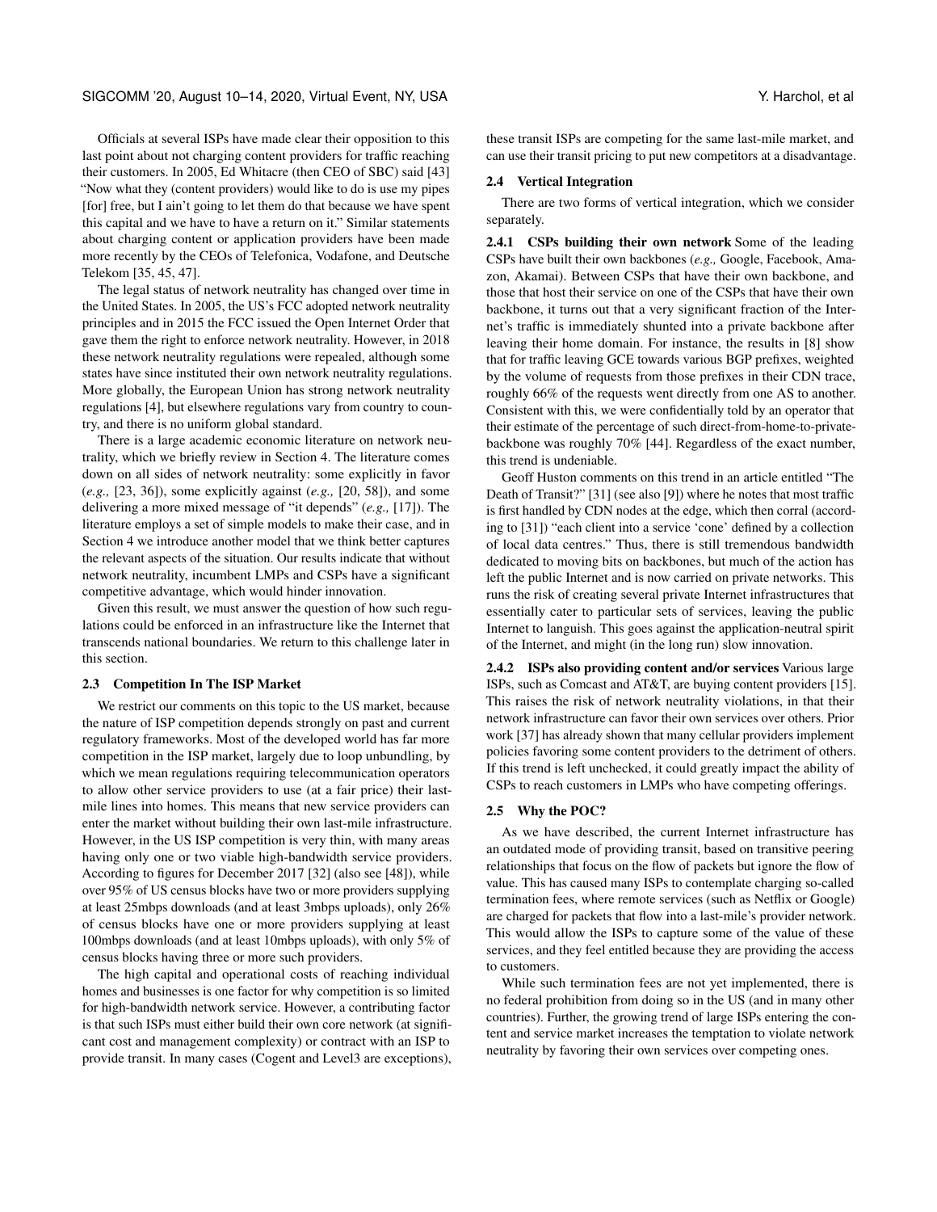Officials at several ISPs have made clear their opposition to this last point about not charging content providers for traffic reaching their customers. In 2005, Ed Whitacre (then CEO of SBC) said [43] "Now what they (content providers) would like to do is use my pipes [for] free, but I ain't going to let them do that because we have spent this capital and we have to have a return on it." Similar statements about charging content or application providers have been made more recently by the CEOs of Telefonica, Vodafone, and Deutsche Telekom [35, 45, 47].

The legal status of network neutrality has changed over time in the United States. In 2005, the US's FCC adopted network neutrality principles and in 2015 the FCC issued the Open Internet Order that gave them the right to enforce network neutrality. However, in 2018 these network neutrality regulations were repealed, although some states have since instituted their own network neutrality regulations. More globally, the European Union has strong network neutrality regulations [4], but elsewhere regulations vary from country to country, and there is no uniform global standard.

There is a large academic economic literature on network neutrality, which we briefly review in Section 4. The literature comes down on all sides of network neutrality: some explicitly in favor (*e.g.,* [23, 36]), some explicitly against (*e.g.,* [20, 58]), and some delivering a more mixed message of "it depends" (*e.g.,* [17]). The literature employs a set of simple models to make their case, and in Section 4 we introduce another model that we think better captures the relevant aspects of the situation. Our results indicate that without network neutrality, incumbent LMPs and CSPs have a significant competitive advantage, which would hinder innovation.

Given this result, we must answer the question of how such regulations could be enforced in an infrastructure like the Internet that transcends national boundaries. We return to this challenge later in this section.

### 2.3 Competition In The ISP Market

We restrict our comments on this topic to the US market, because the nature of ISP competition depends strongly on past and current regulatory frameworks. Most of the developed world has far more competition in the ISP market, largely due to loop unbundling, by which we mean regulations requiring telecommunication operators to allow other service providers to use (at a fair price) their last-mile lines into homes. This means that new service providers can enter the market without building their own last-mile infrastructure. However, in the US ISP competition is very thin, with many areas having only one or two viable high-bandwidth service providers. According to figures for December 2017 [32] (also see [48]), while over 95% of US census blocks have two or more providers supplying at least 25mbps downloads (and at least 3mbps uploads), only 26% of census blocks have one or more providers supplying at least 100mbps downloads (and at least 10mbps uploads), with only 5% of census blocks having three or more such providers.

The high capital and operational costs of reaching individual homes and businesses is one factor for why competition is so limited for high-bandwidth network service. However, a contributing factor is that such ISPs must either build their own core network (at significant cost and management complexity) or contract with an ISP to provide transit. In many cases (Cogent and Level3 are exceptions), these transit ISPs are competing for the same last-mile market, and can use their transit pricing to put new competitors at a disadvantage.

### 2.4 Vertical Integration

There are two forms of vertical integration, which we consider separately.

**2.4.1 CSPs building their own network** Some of the leading CSPs have built their own backbones (*e.g.,* Google, Facebook, Amazon, Akamai). Between CSPs that have their own backbone, and those that host their service on one of the CSPs that have their own backbone, it turns out that a very significant fraction of the Internet's traffic is immediately shunted into a private backbone after leaving their home domain. For instance, the results in [8] show that for traffic leaving GCE towards various BGP prefixes, weighted by the volume of requests from those prefixes in their CDN trace, roughly 66% of the requests went directly from one AS to another. Consistent with this, we were confidentially told by an operator that their estimate of the percentage of such direct-from-home-to-private-backbone was roughly 70% [44]. Regardless of the exact number, this trend is undeniable.

Geoff Huston comments on this trend in an article entitled "The Death of Transit?" [31] (see also [9]) where he notes that most traffic is first handled by CDN nodes at the edge, which then corral (according to [31]) "each client into a service 'cone' defined by a collection of local data centres." Thus, there is still tremendous bandwidth dedicated to moving bits on backbones, but much of the action has left the public Internet and is now carried on private networks. This runs the risk of creating several private Internet infrastructures that essentially cater to particular sets of services, leaving the public Internet to languish. This goes against the application-neutral spirit of the Internet, and might (in the long run) slow innovation.

**2.4.2 ISPs also providing content and/or services** Various large ISPs, such as Comcast and AT&T, are buying content providers [15]. This raises the risk of network neutrality violations, in that their network infrastructure can favor their own services over others. Prior work [37] has already shown that many cellular providers implement policies favoring some content providers to the detriment of others. If this trend is left unchecked, it could greatly impact the ability of CSPs to reach customers in LMPs who have competing offerings.

### 2.5 Why the POC?

As we have described, the current Internet infrastructure has an outdated mode of providing transit, based on transitive peering relationships that focus on the flow of packets but ignore the flow of value. This has caused many ISPs to contemplate charging so-called termination fees, where remote services (such as Netflix or Google) are charged for packets that flow into a last-mile's provider network. This would allow the ISPs to capture some of the value of these services, and they feel entitled because they are providing the access to customers.

While such termination fees are not yet implemented, there is no federal prohibition from doing so in the US (and in many other countries). Further, the growing trend of large ISPs entering the content and service market increases the temptation to violate network neutrality by favoring their own services over competing ones.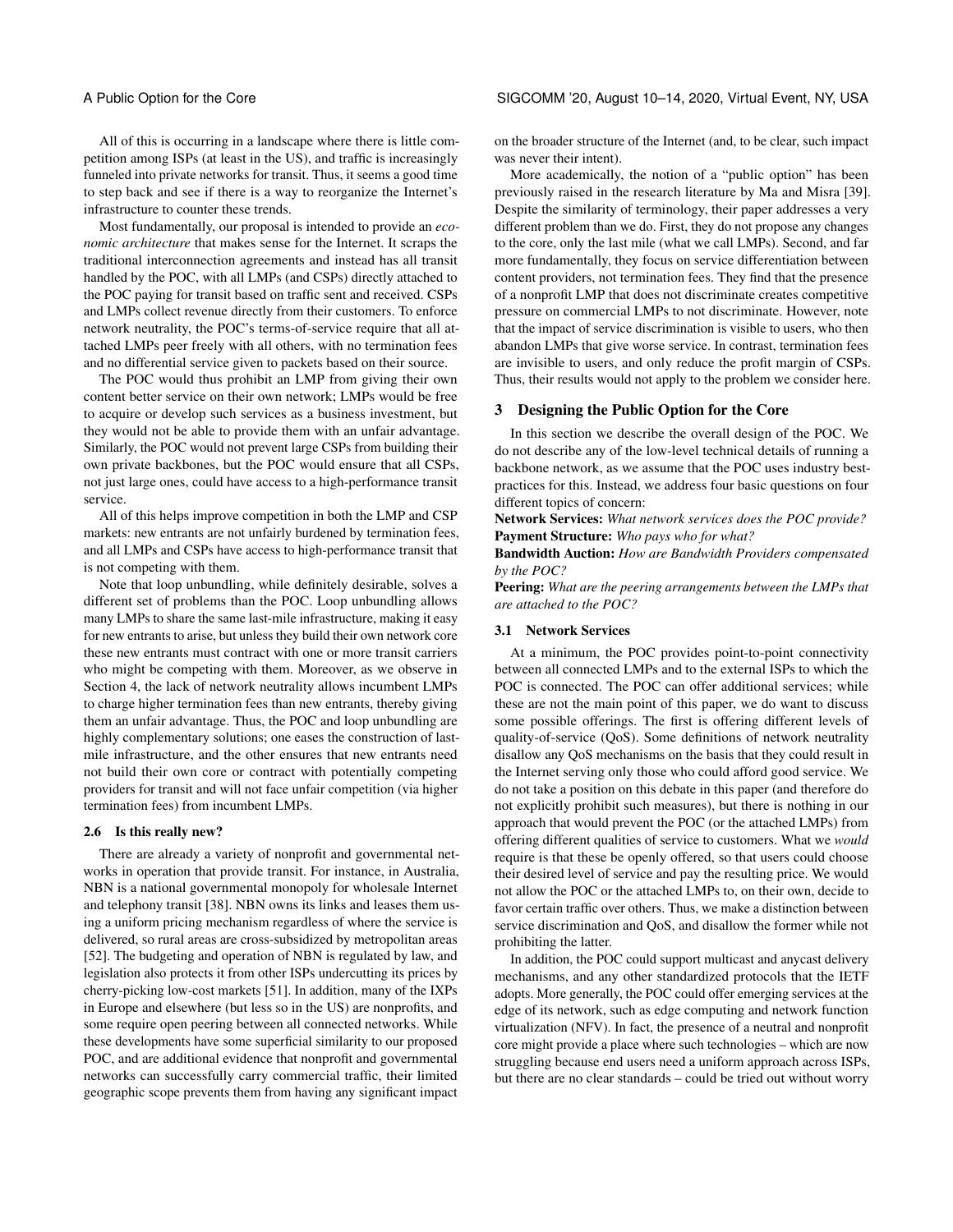All of this is occurring in a landscape where there is little competition among ISPs (at least in the US), and traffic is increasingly funneled into private networks for transit. Thus, it seems a good time to step back and see if there is a way to reorganize the Internet's infrastructure to counter these trends.

Most fundamentally, our proposal is intended to provide an *economic architecture* that makes sense for the Internet. It scraps the traditional interconnection agreements and instead has all transit handled by the POC, with all LMPs (and CSPs) directly attached to the POC paying for transit based on traffic sent and received. CSPs and LMPs collect revenue directly from their customers. To enforce network neutrality, the POC's terms-of-service require that all attached LMPs peer freely with all others, with no termination fees and no differential service given to packets based on their source.

The POC would thus prohibit an LMP from giving their own content better service on their own network; LMPs would be free to acquire or develop such services as a business investment, but they would not be able to provide them with an unfair advantage. Similarly, the POC would not prevent large CSPs from building their own private backbones, but the POC would ensure that all CSPs, not just large ones, could have access to a high-performance transit service.

All of this helps improve competition in both the LMP and CSP markets: new entrants are not unfairly burdened by termination fees, and all LMPs and CSPs have access to high-performance transit that is not competing with them.

Note that loop unbundling, while definitely desirable, solves a different set of problems than the POC. Loop unbundling allows many LMPs to share the same last-mile infrastructure, making it easy for new entrants to arise, but unless they build their own network core these new entrants must contract with one or more transit carriers who might be competing with them. Moreover, as we observe in Section 4, the lack of network neutrality allows incumbent LMPs to charge higher termination fees than new entrants, thereby giving them an unfair advantage. Thus, the POC and loop unbundling are highly complementary solutions; one eases the construction of last-mile infrastructure, and the other ensures that new entrants need not build their own core or contract with potentially competing providers for transit and will not face unfair competition (via higher termination fees) from incumbent LMPs.

### 2.6 Is this really new?

There are already a variety of nonprofit and governmental networks in operation that provide transit. For instance, in Australia, NBN is a national governmental monopoly for wholesale Internet and telephony transit [38]. NBN owns its links and leases them using a uniform pricing mechanism regardless of where the service is delivered, so rural areas are cross-subsidized by metropolitan areas [52]. The budgeting and operation of NBN is regulated by law, and legislation also protects it from other ISPs undercutting its prices by cherry-picking low-cost markets [51]. In addition, many of the IXPs in Europe and elsewhere (but less so in the US) are nonprofits, and some require open peering between all connected networks. While these developments have some superficial similarity to our proposed POC, and are additional evidence that nonprofit and governmental networks can successfully carry commercial traffic, their limited geographic scope prevents them from having any significant impact on the broader structure of the Internet (and, to be clear, such impact was never their intent).

More academically, the notion of a "public option" has been previously raised in the research literature by Ma and Misra [39]. Despite the similarity of terminology, their paper addresses a very different problem than we do. First, they do not propose any changes to the core, only the last mile (what we call LMPs). Second, and far more fundamentally, they focus on service differentiation between content providers, not termination fees. They find that the presence of a nonprofit LMP that does not discriminate creates competitive pressure on commercial LMPs to not discriminate. However, note that the impact of service discrimination is visible to users, who then abandon LMPs that give worse service. In contrast, termination fees are invisible to users, and only reduce the profit margin of CSPs. Thus, their results would not apply to the problem we consider here.

## 3 Designing the Public Option for the Core

In this section we describe the overall design of the POC. We do not describe any of the low-level technical details of running a backbone network, as we assume that the POC uses industry best-practices for this. Instead, we address four basic questions on four different topics of concern:

**Network Services:** *What network services does the POC provide?*
**Payment Structure:** *Who pays who for what?*
**Bandwidth Auction:** *How are Bandwidth Providers compensated by the POC?*
**Peering:** *What are the peering arrangements between the LMPs that are attached to the POC?*

### 3.1 Network Services

At a minimum, the POC provides point-to-point connectivity between all connected LMPs and to the external ISPs to which the POC is connected. The POC can offer additional services; while these are not the main point of this paper, we do want to discuss some possible offerings. The first is offering different levels of quality-of-service (QoS). Some definitions of network neutrality disallow any QoS mechanisms on the basis that they could result in the Internet serving only those who could afford good service. We do not take a position on this debate in this paper (and therefore do not explicitly prohibit such measures), but there is nothing in our approach that would prevent the POC (or the attached LMPs) from offering different qualities of service to customers. What we *would* require is that these be openly offered, so that users could choose their desired level of service and pay the resulting price. We would not allow the POC or the attached LMPs to, on their own, decide to favor certain traffic over others. Thus, we make a distinction between service discrimination and QoS, and disallow the former while not prohibiting the latter.

In addition, the POC could support multicast and anycast delivery mechanisms, and any other standardized protocols that the IETF adopts. More generally, the POC could offer emerging services at the edge of its network, such as edge computing and network function virtualization (NFV). In fact, the presence of a neutral and nonprofit core might provide a place where such technologies – which are now struggling because end users need a uniform approach across ISPs, but there are no clear standards – could be tried out without worry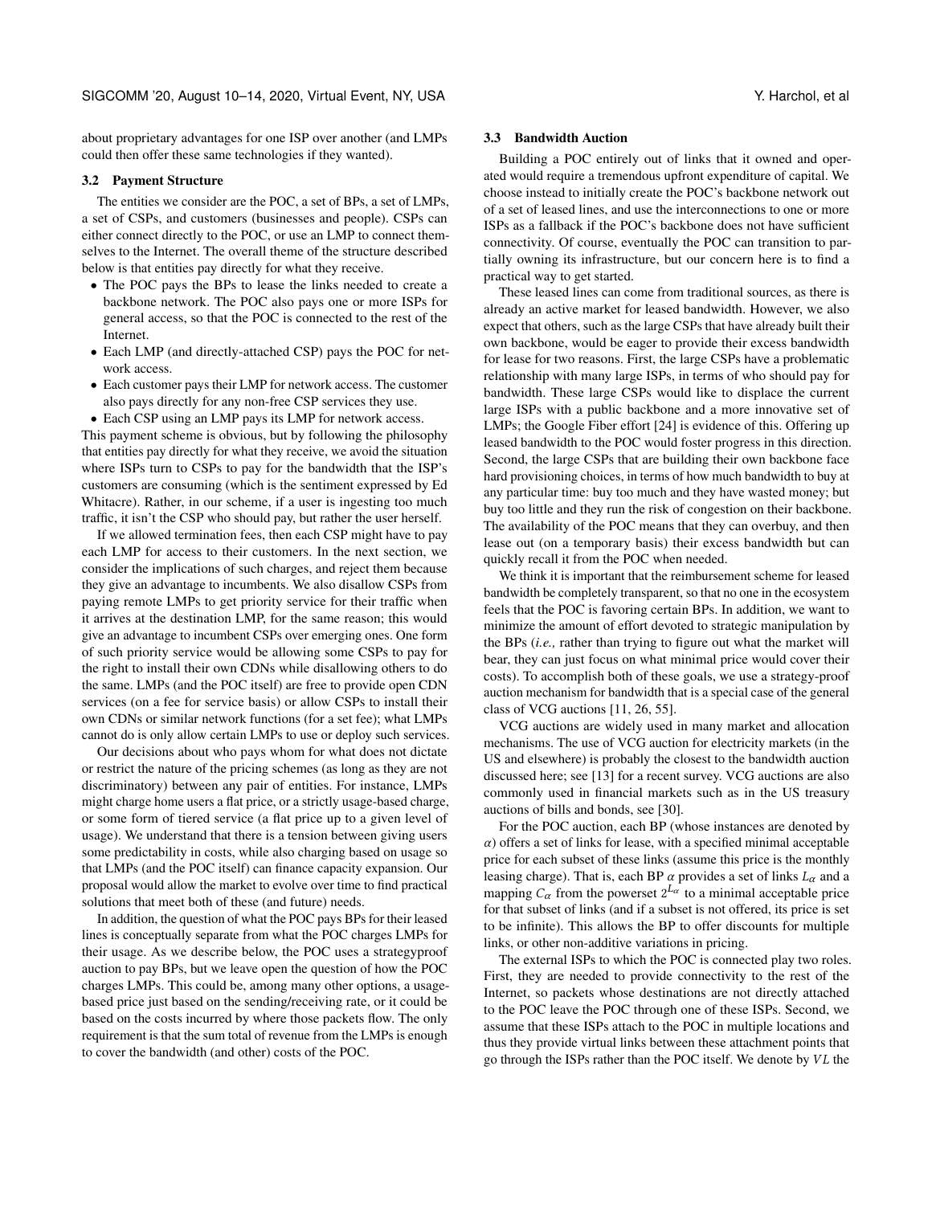about proprietary advantages for one ISP over another (and LMPs could then offer these same technologies if they wanted).

### 3.2 Payment Structure

The entities we consider are the POC, a set of BPs, a set of LMPs, a set of CSPs, and customers (businesses and people). CSPs can either connect directly to the POC, or use an LMP to connect themselves to the Internet. The overall theme of the structure described below is that entities pay directly for what they receive.

- The POC pays the BPs to lease the links needed to create a backbone network. The POC also pays one or more ISPs for general access, so that the POC is connected to the rest of the Internet.
- Each LMP (and directly-attached CSP) pays the POC for network access.
- Each customer pays their LMP for network access. The customer also pays directly for any non-free CSP services they use.
- Each CSP using an LMP pays its LMP for network access.

This payment scheme is obvious, but by following the philosophy that entities pay directly for what they receive, we avoid the situation where ISPs turn to CSPs to pay for the bandwidth that the ISP's customers are consuming (which is the sentiment expressed by Ed Whitacre). Rather, in our scheme, if a user is ingesting too much traffic, it isn't the CSP who should pay, but rather the user herself.

If we allowed termination fees, then each CSP might have to pay each LMP for access to their customers. In the next section, we consider the implications of such charges, and reject them because they give an advantage to incumbents. We also disallow CSPs from paying remote LMPs to get priority service for their traffic when it arrives at the destination LMP, for the same reason; this would give an advantage to incumbent CSPs over emerging ones. One form of such priority service would be allowing some CSPs to pay for the right to install their own CDNs while disallowing others to do the same. LMPs (and the POC itself) are free to provide open CDN services (on a fee for service basis) or allow CSPs to install their own CDNs or similar network functions (for a set fee); what LMPs cannot do is only allow certain LMPs to use or deploy such services.

Our decisions about who pays whom for what does not dictate or restrict the nature of the pricing schemes (as long as they are not discriminatory) between any pair of entities. For instance, LMPs might charge home users a flat price, or a strictly usage-based charge, or some form of tiered service (a flat price up to a given level of usage). We understand that there is a tension between giving users some predictability in costs, while also charging based on usage so that LMPs (and the POC itself) can finance capacity expansion. Our proposal would allow the market to evolve over time to find practical solutions that meet both of these (and future) needs.

In addition, the question of what the POC pays BPs for their leased lines is conceptually separate from what the POC charges LMPs for their usage. As we describe below, the POC uses a strategyproof auction to pay BPs, but we leave open the question of how the POC charges LMPs. This could be, among many other options, a usage-based price just based on the sending/receiving rate, or it could be based on the costs incurred by where those packets flow. The only requirement is that the sum total of revenue from the LMPs is enough to cover the bandwidth (and other) costs of the POC.

### 3.3 Bandwidth Auction

Building a POC entirely out of links that it owned and operated would require a tremendous upfront expenditure of capital. We choose instead to initially create the POC's backbone network out of a set of leased lines, and use the interconnections to one or more ISPs as a fallback if the POC's backbone does not have sufficient connectivity. Of course, eventually the POC can transition to partially owning its infrastructure, but our concern here is to find a practical way to get started.

These leased lines can come from traditional sources, as there is already an active market for leased bandwidth. However, we also expect that others, such as the large CSPs that have already built their own backbone, would be eager to provide their excess bandwidth for lease for two reasons. First, the large CSPs have a problematic relationship with many large ISPs, in terms of who should pay for bandwidth. These large CSPs would like to displace the current large ISPs with a public backbone and a more innovative set of LMPs; the Google Fiber effort [24] is evidence of this. Offering up leased bandwidth to the POC would foster progress in this direction. Second, the large CSPs that are building their own backbone face hard provisioning choices, in terms of how much bandwidth to buy at any particular time: buy too much and they have wasted money; but buy too little and they run the risk of congestion on their backbone. The availability of the POC means that they can overbuy, and then lease out (on a temporary basis) their excess bandwidth but can quickly recall it from the POC when needed.

We think it is important that the reimbursement scheme for leased bandwidth be completely transparent, so that no one in the ecosystem feels that the POC is favoring certain BPs. In addition, we want to minimize the amount of effort devoted to strategic manipulation by the BPs (*i.e.,* rather than trying to figure out what the market will bear, they can just focus on what minimal price would cover their costs). To accomplish both of these goals, we use a strategy-proof auction mechanism for bandwidth that is a special case of the general class of VCG auctions [11, 26, 55].

VCG auctions are widely used in many market and allocation mechanisms. The use of VCG auction for electricity markets (in the US and elsewhere) is probably the closest to the bandwidth auction discussed here; see [13] for a recent survey. VCG auctions are also commonly used in financial markets such as in the US treasury auctions of bills and bonds, see [30].

For the POC auction, each BP (whose instances are denoted by $\alpha$) offers a set of links for lease, with a specified minimal acceptable price for each subset of these links (assume this price is the monthly leasing charge). That is, each BP $\alpha$ provides a set of links $L_\alpha$ and a mapping $C_\alpha$ from the powerset $2^{L_\alpha}$ to a minimal acceptable price for that subset of links (and if a subset is not offered, its price is set to be infinite). This allows the BP to offer discounts for multiple links, or other non-additive variations in pricing.

The external ISPs to which the POC is connected play two roles. First, they are needed to provide connectivity to the rest of the Internet, so packets whose destinations are not directly attached to the POC leave the POC through one of these ISPs. Second, we assume that these ISPs attach to the POC in multiple locations and thus they provide virtual links between these attachment points that go through the ISPs rather than the POC itself. We denote by $VL$ the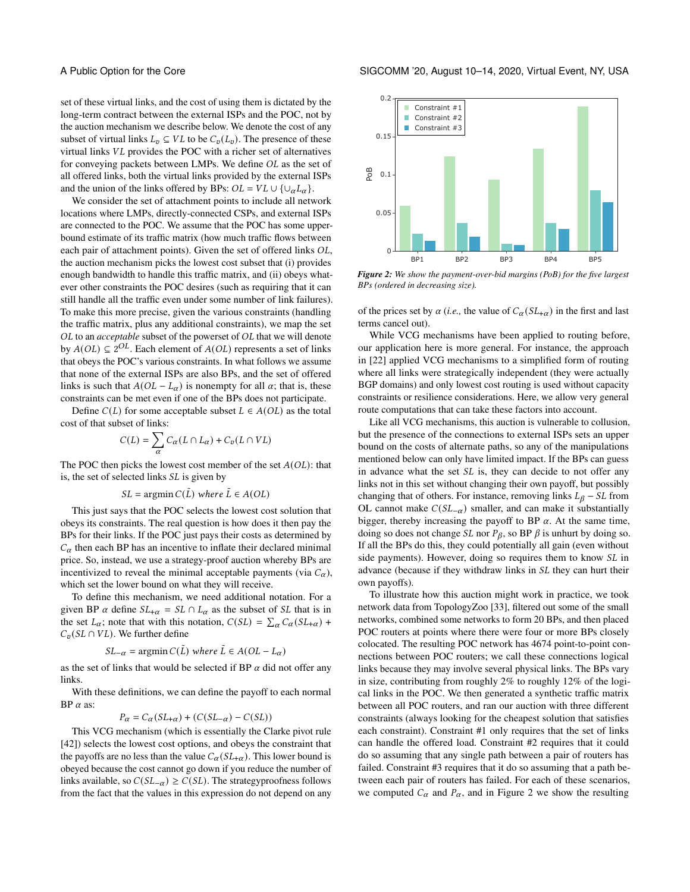set of these virtual links, and the cost of using them is dictated by the long-term contract between the external ISPs and the POC, not by the auction mechanism we describe below. We denote the cost of any subset of virtual links $L_v \subseteq VL$ to be $C_v(L_v)$. The presence of these virtual links $VL$ provides the POC with a richer set of alternatives for conveying packets between LMPs. We define $OL$ as the set of all offered links, both the virtual links provided by the external ISPs and the union of the links offered by BPs: $OL = VL \cup \{\cup_\alpha L_\alpha\}$.

We consider the set of attachment points to include all network locations where LMPs, directly-connected CSPs, and external ISPs are connected to the POC. We assume that the POC has some upper-bound estimate of its traffic matrix (how much traffic flows between each pair of attachment points). Given the set of offered links $OL$, the auction mechanism picks the lowest cost subset that (i) provides enough bandwidth to handle this traffic matrix, and (ii) obeys whatever other constraints the POC desires (such as requiring that it can still handle all the traffic even under some number of link failures). To make this more precise, given the various constraints (handling the traffic matrix, plus any additional constraints), we map the set $OL$ to an *acceptable* subset of the powerset of $OL$ that we will denote by $A(OL) \subseteq 2^{OL}$. Each element of $A(OL)$ represents a set of links that obeys the POC's various constraints. In what follows we assume that none of the external ISPs are also BPs, and the set of offered links is such that $A(OL - L_\alpha)$ is nonempty for all $\alpha$; that is, these constraints can be met even if one of the BPs does not participate.

Define $C(L)$ for some acceptable subset $L \in A(OL)$ as the total cost of that subset of links:

$$C(L) = \sum_\alpha C_\alpha(L \cap L_\alpha) + C_v(L \cap VL)$$

The POC then picks the lowest cost member of the set $A(OL)$: that is, the set of selected links $SL$ is given by

$$SL = \operatorname{argmin} C(\tilde{L}) \text{ where } \tilde{L} \in A(OL)$$

This just says that the POC selects the lowest cost solution that obeys its constraints. The real question is how does it then pay the BPs for their links. If the POC just pays their costs as determined by $C_\alpha$ then each BP has an incentive to inflate their declared minimal price. So, instead, we use a strategy-proof auction whereby BPs are incentivized to reveal the minimal acceptable payments (via $C_\alpha$), which set the lower bound on what they will receive.

To define this mechanism, we need additional notation. For a given BP $\alpha$ define $SL_{+\alpha} = SL \cap L_\alpha$ as the subset of $SL$ that is in the set $L_\alpha$; note that with this notation, $C(SL) = \sum_\alpha C_\alpha(SL_{+\alpha}) + C_v(SL \cap VL)$. We further define

$$SL_{-\alpha} = \operatorname{argmin} C(\tilde{L}) \text{ where } \tilde{L} \in A(OL - L_\alpha)$$

as the set of links that would be selected if BP $\alpha$ did not offer any links.

With these definitions, we can define the payoff to each normal BP $\alpha$ as:

$$P_\alpha = C_\alpha(SL_{+\alpha}) + (C(SL_{-\alpha}) - C(SL))$$

This VCG mechanism (which is essentially the Clarke pivot rule [42]) selects the lowest cost options, and obeys the constraint that the payoffs are no less than the value $C_\alpha(SL_{+\alpha})$. This lower bound is obeyed because the cost cannot go down if you reduce the number of links available, so $C(SL_{-\alpha}) \geq C(SL)$. The strategyproofness follows from the fact that the values in this expression do not depend on any of the prices set by $\alpha$ (*i.e.,* the value of $C_\alpha(SL_{+\alpha})$ in the first and last terms cancel out).

While VCG mechanisms have been applied to routing before, our application here is more general. For instance, the approach in [22] applied VCG mechanisms to a simplified form of routing where all links were strategically independent (they were actually BGP domains) and only lowest cost routing is used without capacity constraints or resilience considerations. Here, we allow very general route computations that can take these factors into account.

Like all VCG mechanisms, this auction is vulnerable to collusion, but the presence of the connections to external ISPs sets an upper bound on the costs of alternate paths, so any of the manipulations mentioned below can only have limited impact. If the BPs can guess in advance what the set $SL$ is, they can decide to not offer any links not in this set without changing their own payoff, but possibly changing that of others. For instance, removing links $L_\beta - SL$ from OL cannot make $C(SL_{-\alpha})$ smaller, and can make it substantially bigger, thereby increasing the payoff to BP $\alpha$. At the same time, doing so does not change $SL$ nor $P_\beta$, so BP $\beta$ is unhurt by doing so. If all the BPs do this, they could potentially all gain (even without side payments). However, doing so requires them to know $SL$ in advance (because if they withdraw links in $SL$ they can hurt their own payoffs).

To illustrate how this auction might work in practice, we took network data from TopologyZoo [33], filtered out some of the small networks, combined some networks to form 20 BPs, and then placed POC routers at points where there were four or more BPs closely colocated. The resulting POC network has 4674 point-to-point connections between POC routers; we call these connections logical links because they may involve several physical links. The BPs vary in size, contributing from roughly 2% to roughly 12% of the logical links in the POC. We then generated a synthetic traffic matrix between all POC routers, and ran our auction with three different constraints (always looking for the cheapest solution that satisfies each constraint). Constraint #1 only requires that the set of links can handle the offered load. Constraint #2 requires that it could do so assuming that any single path between a pair of routers has failed. Constraint #3 requires that it do so assuming that a path between each pair of routers has failed. For each of these scenarios, we computed $C_\alpha$ and $P_\alpha$, and in Figure 2 we show the resulting

*Figure 2: We show the payment-over-bid margins (PoB) for the five largest BPs (ordered in decreasing size).*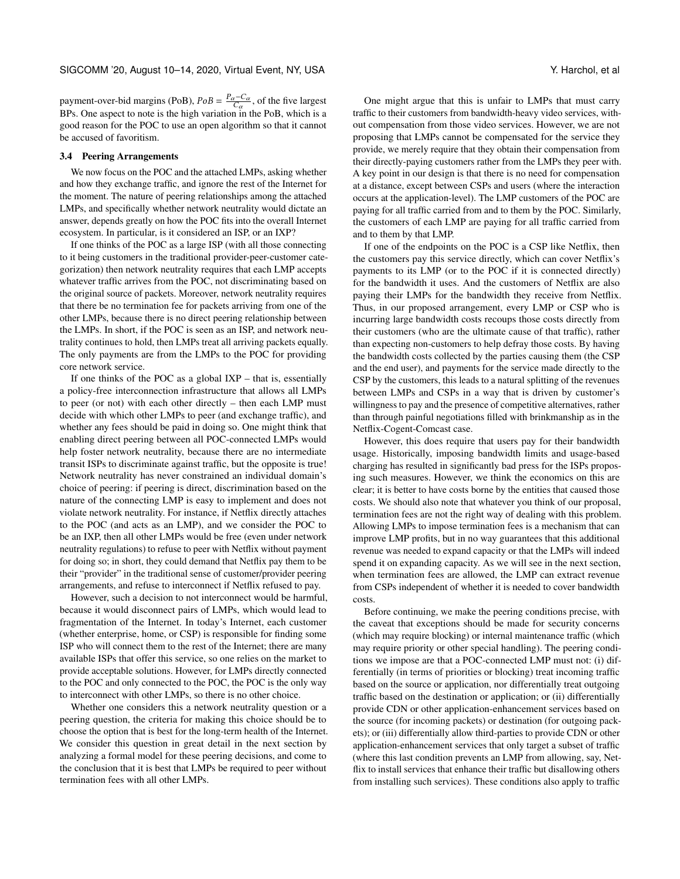payment-over-bid margins (PoB), $PoB = \frac{P_\alpha - C_\alpha}{C_\alpha}$, of the five largest BPs. One aspect to note is the high variation in the PoB, which is a good reason for the POC to use an open algorithm so that it cannot be accused of favoritism.

### 3.4 Peering Arrangements

We now focus on the POC and the attached LMPs, asking whether and how they exchange traffic, and ignore the rest of the Internet for the moment. The nature of peering relationships among the attached LMPs, and specifically whether network neutrality would dictate an answer, depends greatly on how the POC fits into the overall Internet ecosystem. In particular, is it considered an ISP, or an IXP?

If one thinks of the POC as a large ISP (with all those connecting to it being customers in the traditional provider-peer-customer categorization) then network neutrality requires that each LMP accepts whatever traffic arrives from the POC, not discriminating based on the original source of packets. Moreover, network neutrality requires that there be no termination fee for packets arriving from one of the other LMPs, because there is no direct peering relationship between the LMPs. In short, if the POC is seen as an ISP, and network neutrality continues to hold, then LMPs treat all arriving packets equally. The only payments are from the LMPs to the POC for providing core network service.

If one thinks of the POC as a global IXP – that is, essentially a policy-free interconnection infrastructure that allows all LMPs to peer (or not) with each other directly – then each LMP must decide with which other LMPs to peer (and exchange traffic), and whether any fees should be paid in doing so. One might think that enabling direct peering between all POC-connected LMPs would help foster network neutrality, because there are no intermediate transit ISPs to discriminate against traffic, but the opposite is true! Network neutrality has never constrained an individual domain's choice of peering: if peering is direct, discrimination based on the nature of the connecting LMP is easy to implement and does not violate network neutrality. For instance, if Netflix directly attaches to the POC (and acts as an LMP), and we consider the POC to be an IXP, then all other LMPs would be free (even under network neutrality regulations) to refuse to peer with Netflix without payment for doing so; in short, they could demand that Netflix pay them to be their "provider" in the traditional sense of customer/provider peering arrangements, and refuse to interconnect if Netflix refused to pay.

However, such a decision to not interconnect would be harmful, because it would disconnect pairs of LMPs, which would lead to fragmentation of the Internet. In today's Internet, each customer (whether enterprise, home, or CSP) is responsible for finding some ISP who will connect them to the rest of the Internet; there are many available ISPs that offer this service, so one relies on the market to provide acceptable solutions. However, for LMPs directly connected to the POC and only connected to the POC, the POC is the only way to interconnect with other LMPs, so there is no other choice.

Whether one considers this a network neutrality question or a peering question, the criteria for making this choice should be to choose the option that is best for the long-term health of the Internet. We consider this question in great detail in the next section by analyzing a formal model for these peering decisions, and come to the conclusion that it is best that LMPs be required to peer without termination fees with all other LMPs.

One might argue that this is unfair to LMPs that must carry traffic to their customers from bandwidth-heavy video services, without compensation from those video services. However, we are not proposing that LMPs cannot be compensated for the service they provide, we merely require that they obtain their compensation from their directly-paying customers rather from the LMPs they peer with. A key point in our design is that there is no need for compensation at a distance, except between CSPs and users (where the interaction occurs at the application-level). The LMP customers of the POC are paying for all traffic carried from and to them by the POC. Similarly, the customers of each LMP are paying for all traffic carried from and to them by that LMP.

If one of the endpoints on the POC is a CSP like Netflix, then the customers pay this service directly, which can cover Netflix's payments to its LMP (or to the POC if it is connected directly) for the bandwidth it uses. And the customers of Netflix are also paying their LMPs for the bandwidth they receive from Netflix. Thus, in our proposed arrangement, every LMP or CSP who is incurring large bandwidth costs recoups those costs directly from their customers (who are the ultimate cause of that traffic), rather than expecting non-customers to help defray those costs. By having the bandwidth costs collected by the parties causing them (the CSP and the end user), and payments for the service made directly to the CSP by the customers, this leads to a natural splitting of the revenues between LMPs and CSPs in a way that is driven by customer's willingness to pay and the presence of competitive alternatives, rather than through painful negotiations filled with brinkmanship as in the Netflix-Cogent-Comcast case.

However, this does require that users pay for their bandwidth usage. Historically, imposing bandwidth limits and usage-based charging has resulted in significantly bad press for the ISPs proposing such measures. However, we think the economics on this are clear; it is better to have costs borne by the entities that caused those costs. We should also note that whatever you think of our proposal, termination fees are not the right way of dealing with this problem. Allowing LMPs to impose termination fees is a mechanism that can improve LMP profits, but in no way guarantees that this additional revenue was needed to expand capacity or that the LMPs will indeed spend it on expanding capacity. As we will see in the next section, when termination fees are allowed, the LMP can extract revenue from CSPs independent of whether it is needed to cover bandwidth costs.

Before continuing, we make the peering conditions precise, with the caveat that exceptions should be made for security concerns (which may require blocking) or internal maintenance traffic (which may require priority or other special handling). The peering conditions we impose are that a POC-connected LMP must not: (i) differentially (in terms of priorities or blocking) treat incoming traffic based on the source or application, nor differentially treat outgoing traffic based on the destination or application; or (ii) differentially provide CDN or other application-enhancement services based on the source (for incoming packets) or destination (for outgoing packets); or (iii) differentially allow third-parties to provide CDN or other application-enhancement services that only target a subset of traffic (where this last condition prevents an LMP from allowing, say, Netflix to install services that enhance their traffic but disallowing others from installing such services). These conditions also apply to traffic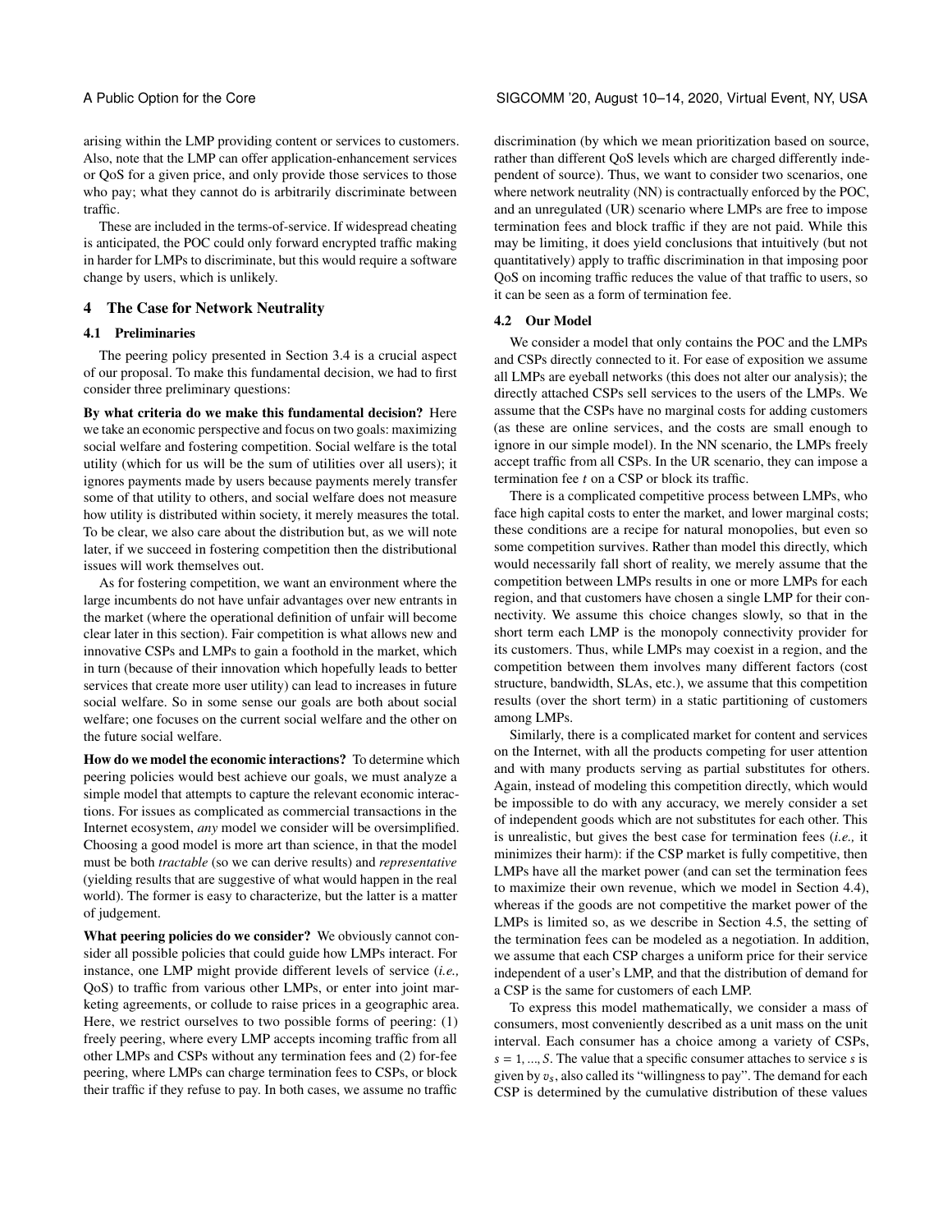arising within the LMP providing content or services to customers. Also, note that the LMP can offer application-enhancement services or QoS for a given price, and only provide those services to those who pay; what they cannot do is arbitrarily discriminate between traffic.

These are included in the terms-of-service. If widespread cheating is anticipated, the POC could only forward encrypted traffic making in harder for LMPs to discriminate, but this would require a software change by users, which is unlikely.

## 4 The Case for Network Neutrality

### 4.1 Preliminaries

The peering policy presented in Section 3.4 is a crucial aspect of our proposal. To make this fundamental decision, we had to first consider three preliminary questions:

**By what criteria do we make this fundamental decision?** Here we take an economic perspective and focus on two goals: maximizing social welfare and fostering competition. Social welfare is the total utility (which for us will be the sum of utilities over all users); it ignores payments made by users because payments merely transfer some of that utility to others, and social welfare does not measure how utility is distributed within society, it merely measures the total. To be clear, we also care about the distribution but, as we will note later, if we succeed in fostering competition then the distributional issues will work themselves out.

As for fostering competition, we want an environment where the large incumbents do not have unfair advantages over new entrants in the market (where the operational definition of unfair will become clear later in this section). Fair competition is what allows new and innovative CSPs and LMPs to gain a foothold in the market, which in turn (because of their innovation which hopefully leads to better services that create more user utility) can lead to increases in future social welfare. So in some sense our goals are both about social welfare; one focuses on the current social welfare and the other on the future social welfare.

**How do we model the economic interactions?** To determine which peering policies would best achieve our goals, we must analyze a simple model that attempts to capture the relevant economic interactions. For issues as complicated as commercial transactions in the Internet ecosystem, *any* model we consider will be oversimplified. Choosing a good model is more art than science, in that the model must be both *tractable* (so we can derive results) and *representative* (yielding results that are suggestive of what would happen in the real world). The former is easy to characterize, but the latter is a matter of judgement.

**What peering policies do we consider?** We obviously cannot consider all possible policies that could guide how LMPs interact. For instance, one LMP might provide different levels of service (*i.e.,* QoS) to traffic from various other LMPs, or enter into joint marketing agreements, or collude to raise prices in a geographic area. Here, we restrict ourselves to two possible forms of peering: (1) freely peering, where every LMP accepts incoming traffic from all other LMPs and CSPs without any termination fees and (2) for-fee peering, where LMPs can charge termination fees to CSPs, or block their traffic if they refuse to pay. In both cases, we assume no traffic discrimination (by which we mean prioritization based on source, rather than different QoS levels which are charged differently independent of source). Thus, we want to consider two scenarios, one where network neutrality (NN) is contractually enforced by the POC, and an unregulated (UR) scenario where LMPs are free to impose termination fees and block traffic if they are not paid. While this may be limiting, it does yield conclusions that intuitively (but not quantitatively) apply to traffic discrimination in that imposing poor QoS on incoming traffic reduces the value of that traffic to users, so it can be seen as a form of termination fee.

### 4.2 Our Model

We consider a model that only contains the POC and the LMPs and CSPs directly connected to it. For ease of exposition we assume all LMPs are eyeball networks (this does not alter our analysis); the directly attached CSPs sell services to the users of the LMPs. We assume that the CSPs have no marginal costs for adding customers (as these are online services, and the costs are small enough to ignore in our simple model). In the NN scenario, the LMPs freely accept traffic from all CSPs. In the UR scenario, they can impose a termination fee $t$ on a CSP or block its traffic.

There is a complicated competitive process between LMPs, who face high capital costs to enter the market, and lower marginal costs; these conditions are a recipe for natural monopolies, but even so some competition survives. Rather than model this directly, which would necessarily fall short of reality, we merely assume that the competition between LMPs results in one or more LMPs for each region, and that customers have chosen a single LMP for their connectivity. We assume this choice changes slowly, so that in the short term each LMP is the monopoly connectivity provider for its customers. Thus, while LMPs may coexist in a region, and the competition between them involves many different factors (cost structure, bandwidth, SLAs, etc.), we assume that this competition results (over the short term) in a static partitioning of customers among LMPs.

Similarly, there is a complicated market for content and services on the Internet, with all the products competing for user attention and with many products serving as partial substitutes for others. Again, instead of modeling this competition directly, which would be impossible to do with any accuracy, we merely consider a set of independent goods which are not substitutes for each other. This is unrealistic, but gives the best case for termination fees (*i.e.,* it minimizes their harm): if the CSP market is fully competitive, then LMPs have all the market power (and can set the termination fees to maximize their own revenue, which we model in Section 4.4), whereas if the goods are not competitive the market power of the LMPs is limited so, as we describe in Section 4.5, the setting of the termination fees can be modeled as a negotiation. In addition, we assume that each CSP charges a uniform price for their service independent of a user's LMP, and that the distribution of demand for a CSP is the same for customers of each LMP.

To express this model mathematically, we consider a mass of consumers, most conveniently described as a unit mass on the unit interval. Each consumer has a choice among a variety of CSPs, $s = 1, ..., S$. The value that a specific consumer attaches to service $s$ is given by $v_s$, also called its "willingness to pay". The demand for each CSP is determined by the cumulative distribution of these values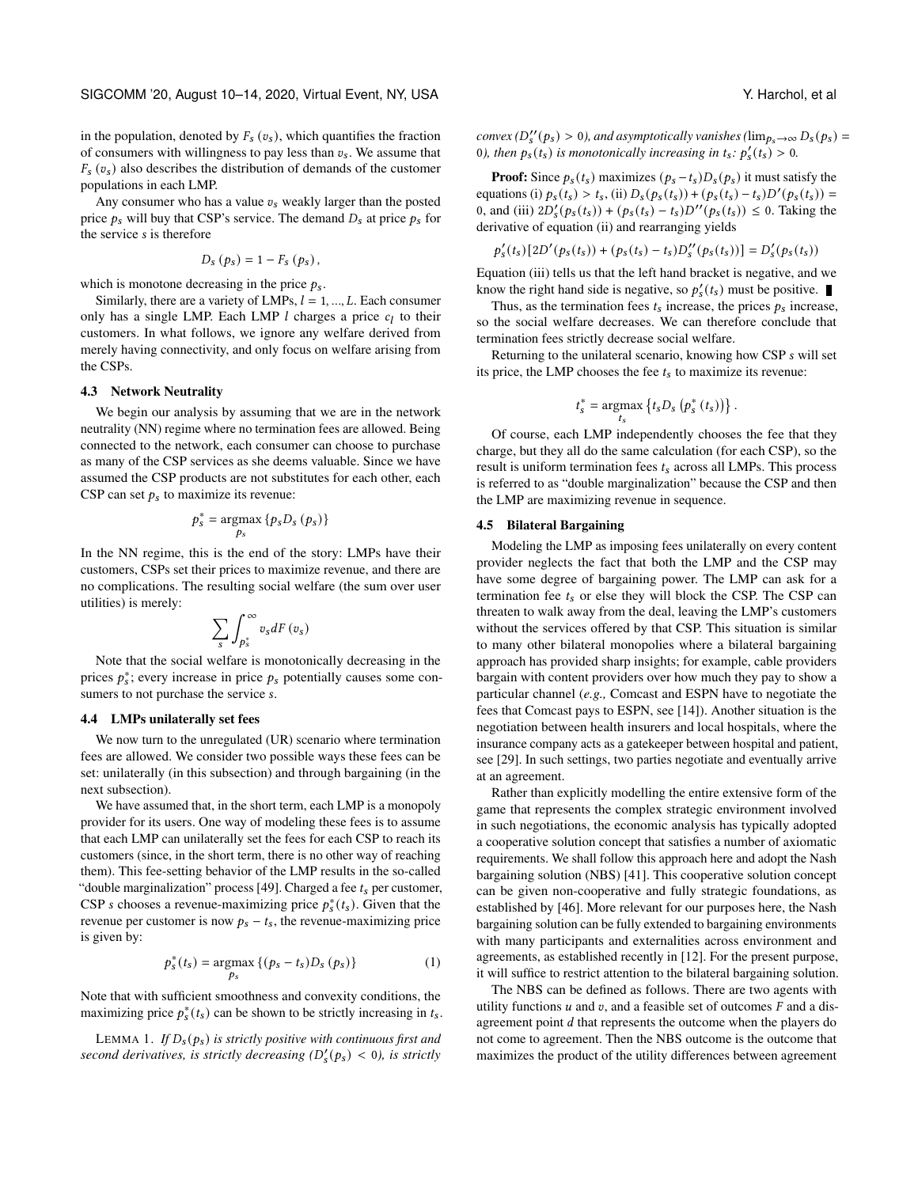in the population, denoted by $F_s(v_s)$, which quantifies the fraction of consumers with willingness to pay less than $v_s$. We assume that $F_s(v_s)$ also describes the distribution of demands of the customer populations in each LMP.

Any consumer who has a value $v_s$ weakly larger than the posted price $p_s$ will buy that CSP's service. The demand $D_s$ at price $p_s$ for the service $s$ is therefore

$$D_s(p_s) = 1 - F_s(p_s),$$

which is monotone decreasing in the price $p_s$.

Similarly, there are a variety of LMPs, $l = 1, ..., L$. Each consumer only has a single LMP. Each LMP $l$ charges a price $c_l$ to their customers. In what follows, we ignore any welfare derived from merely having connectivity, and only focus on welfare arising from the CSPs.

### 4.3 Network Neutrality

We begin our analysis by assuming that we are in the network neutrality (NN) regime where no termination fees are allowed. Being connected to the network, each consumer can choose to purchase as many of the CSP services as she deems valuable. Since we have assumed the CSP products are not substitutes for each other, each CSP can set $p_s$ to maximize its revenue:

$$p_s^* = \underset{p_s}{\text{argmax}}\{p_s D_s(p_s)\}$$

In the NN regime, this is the end of the story: LMPs have their customers, CSPs set their prices to maximize revenue, and there are no complications. The resulting social welfare (the sum over user utilities) is merely:

$$\sum_s \int_{p_s^*}^{\infty} v_s dF(v_s)$$

Note that the social welfare is monotonically decreasing in the prices $p_s^*$; every increase in price $p_s$ potentially causes some consumers to not purchase the service $s$.

### 4.4 LMPs unilaterally set fees

We now turn to the unregulated (UR) scenario where termination fees are allowed. We consider two possible ways these fees can be set: unilaterally (in this subsection) and through bargaining (in the next subsection).

We have assumed that, in the short term, each LMP is a monopoly provider for its users. One way of modeling these fees is to assume that each LMP can unilaterally set the fees for each CSP to reach its customers (since, in the short term, there is no other way of reaching them). This fee-setting behavior of the LMP results in the so-called "double marginalization" process [49]. Charged a fee $t_s$ per customer, CSP $s$ chooses a revenue-maximizing price $p_s^*(t_s)$. Given that the revenue per customer is now $p_s - t_s$, the revenue-maximizing price is given by:

$$p_s^*(t_s) = \underset{p_s}{\text{argmax}}\{(p_s - t_s)D_s(p_s)\} \tag{1}$$

Note that with sufficient smoothness and convexity conditions, the maximizing price $p_s^*(t_s)$ can be shown to be strictly increasing in $t_s$.

Lemma 1. *If $D_s(p_s)$ is strictly positive with continuous first and second derivatives, is strictly decreasing ($D_s'(p_s) < 0$), is strictly convex ($D_s''(p_s) > 0$), and asymptotically vanishes ($\lim_{p_s \to \infty} D_s(p_s) = 0$), then $p_s(t_s)$ is monotonically increasing in $t_s$: $p_s'(t_s) > 0$.*

**Proof:** Since $p_s(t_s)$ maximizes $(p_s - t_s)D_s(p_s)$ it must satisfy the equations (i) $p_s(t_s) > t_s$, (ii) $D_s(p_s(t_s)) + (p_s(t_s) - t_s)D'(p_s(t_s)) = 0$, and (iii) $2D_s'(p_s(t_s)) + (p_s(t_s) - t_s)D''(p_s(t_s)) \leq 0$. Taking the derivative of equation (ii) and rearranging yields

$$p_s'(t_s)[2D'(p_s(t_s)) + (p_s(t_s) - t_s)D_s''(p_s(t_s))] = D_s'(p_s(t_s))$$

Equation (iii) tells us that the left hand bracket is negative, and we know the right hand side is negative, so $p_s'(t_s)$ must be positive. ∎

Thus, as the termination fees $t_s$ increase, the prices $p_s$ increase, so the social welfare decreases. We can therefore conclude that termination fees strictly decrease social welfare.

Returning to the unilateral scenario, knowing how CSP $s$ will set its price, the LMP chooses the fee $t_s$ to maximize its revenue:

$$t_s^* = \underset{t_s}{\text{argmax}}\{t_s D_s(p_s^*(t_s))\}.$$

Of course, each LMP independently chooses the fee that they charge, but they all do the same calculation (for each CSP), so the result is uniform termination fees $t_s$ across all LMPs. This process is referred to as "double marginalization" because the CSP and then the LMP are maximizing revenue in sequence.

### 4.5 Bilateral Bargaining

Modeling the LMP as imposing fees unilaterally on every content provider neglects the fact that both the LMP and the CSP may have some degree of bargaining power. The LMP can ask for a termination fee $t_s$ or else they will block the CSP. The CSP can threaten to walk away from the deal, leaving the LMP's customers without the services offered by that CSP. This situation is similar to many other bilateral monopolies where a bilateral bargaining approach has provided sharp insights; for example, cable providers bargain with content providers over how much they pay to show a particular channel (*e.g.,* Comcast and ESPN have to negotiate the fees that Comcast pays to ESPN, see [14]). Another situation is the negotiation between health insurers and local hospitals, where the insurance company acts as a gatekeeper between hospital and patient, see [29]. In such settings, two parties negotiate and eventually arrive at an agreement.

Rather than explicitly modelling the entire extensive form of the game that represents the complex strategic environment involved in such negotiations, the economic analysis has typically adopted a cooperative solution concept that satisfies a number of axiomatic requirements. We shall follow this approach here and adopt the Nash bargaining solution (NBS) [41]. This cooperative solution concept can be given non-cooperative and fully strategic foundations, as established by [46]. More relevant for our purposes here, the Nash bargaining solution can be fully extended to bargaining environments with many participants and externalities across environment and agreements, as established recently in [12]. For the present purpose, it will suffice to restrict attention to the bilateral bargaining solution.

The NBS can be defined as follows. There are two agents with utility functions $u$ and $v$, and a feasible set of outcomes $F$ and a disagreement point $d$ that represents the outcome when the players do not come to agreement. Then the NBS outcome is the outcome that maximizes the product of the utility differences between agreement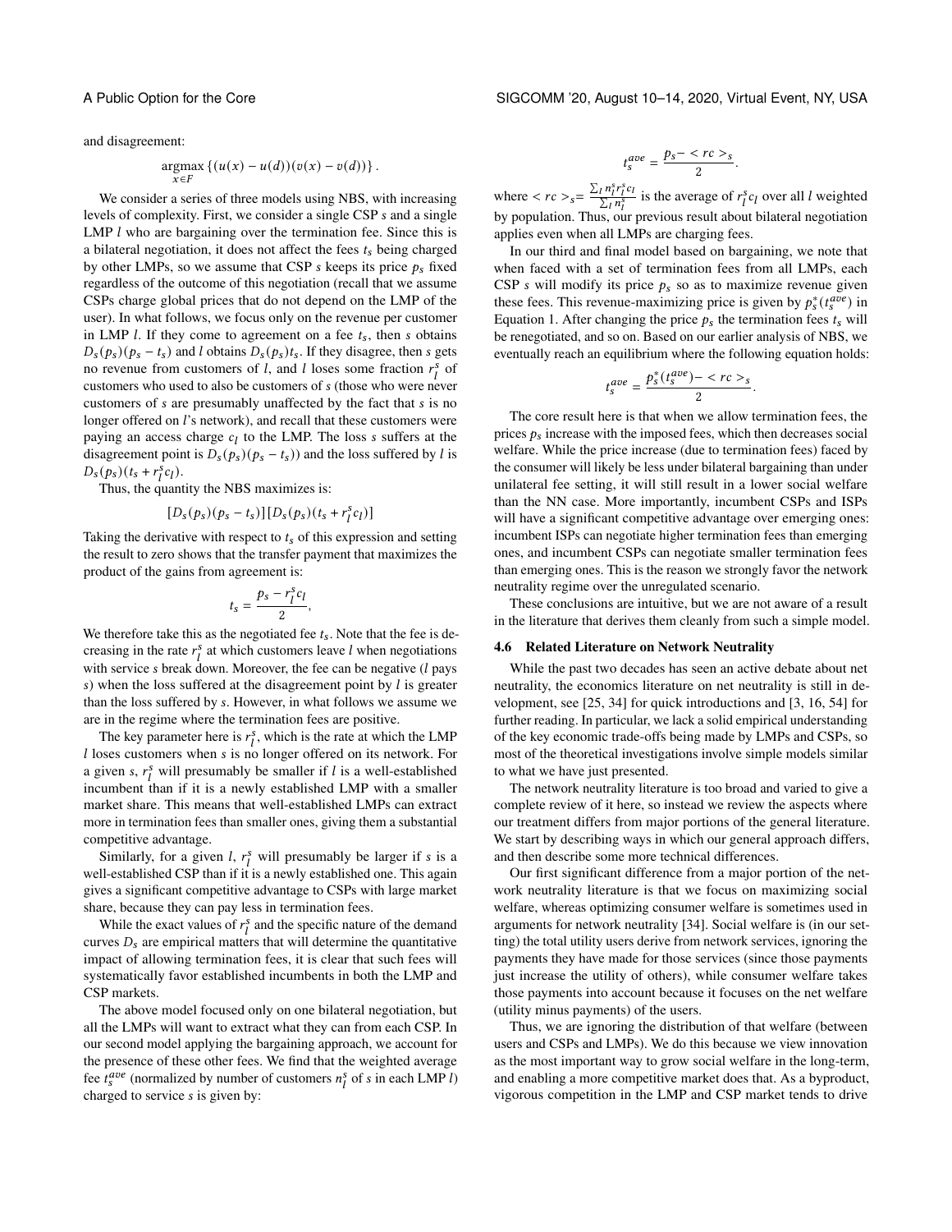and disagreement:

$$\underset{x \in F}{\operatorname{argmax}} \{(u(x) - u(d))(v(x) - v(d))\}.$$

We consider a series of three models using NBS, with increasing levels of complexity. First, we consider a single CSP $s$ and a single LMP $l$ who are bargaining over the termination fee. Since this is a bilateral negotiation, it does not affect the fees $t_s$ being charged by other LMPs, so we assume that CSP $s$ keeps its price $p_s$ fixed regardless of the outcome of this negotiation (recall that we assume CSPs charge global prices that do not depend on the LMP of the user). In what follows, we focus only on the revenue per customer in LMP $l$. If they come to agreement on a fee $t_s$, then $s$ obtains $D_s(p_s)(p_s - t_s)$ and $l$ obtains $D_s(p_s)t_s$. If they disagree, then $s$ gets no revenue from customers of $l$, and $l$ loses some fraction $r_l^s$ of customers who used to also be customers of $s$ (those who were never customers of $s$ are presumably unaffected by the fact that $s$ is no longer offered on $l$'s network), and recall that these customers were paying an access charge $c_l$ to the LMP. The loss $s$ suffers at the disagreement point is $D_s(p_s)(p_s - t_s))$ and the loss suffered by $l$ is $D_s(p_s)(t_s + r_l^s c_l)$.

Thus, the quantity the NBS maximizes is:

$$[D_s(p_s)(p_s - t_s)][D_s(p_s)(t_s + r_l^s c_l)]$$

Taking the derivative with respect to $t_s$ of this expression and setting the result to zero shows that the transfer payment that maximizes the product of the gains from agreement is:

$$t_s = \frac{p_s - r_l^s c_l}{2},$$

We therefore take this as the negotiated fee $t_s$. Note that the fee is decreasing in the rate $r_l^s$ at which customers leave $l$ when negotiations with service $s$ break down. Moreover, the fee can be negative ($l$ pays $s$) when the loss suffered at the disagreement point by $l$ is greater than the loss suffered by $s$. However, in what follows we assume we are in the regime where the termination fees are positive.

The key parameter here is $r_l^s$, which is the rate at which the LMP $l$ loses customers when $s$ is no longer offered on its network. For a given $s$, $r_l^s$ will presumably be smaller if $l$ is a well-established incumbent than if it is a newly established LMP with a smaller market share. This means that well-established LMPs can extract more in termination fees than smaller ones, giving them a substantial competitive advantage.

Similarly, for a given $l$, $r_l^s$ will presumably be larger if $s$ is a well-established CSP than if it is a newly established one. This again gives a significant competitive advantage to CSPs with large market share, because they can pay less in termination fees.

While the exact values of $r_l^s$ and the specific nature of the demand curves $D_s$ are empirical matters that will determine the quantitative impact of allowing termination fees, it is clear that such fees will systematically favor established incumbents in both the LMP and CSP markets.

The above model focused only on one bilateral negotiation, but all the LMPs will want to extract what they can from each CSP. In our second model applying the bargaining approach, we account for the presence of these other fees. We find that the weighted average fee $t_s^{ave}$ (normalized by number of customers $n_l^s$ of $s$ in each LMP $l$) charged to service $s$ is given by:

$$t_s^{ave} = \frac{p_s - < rc >_s}{2}.$$

where $< rc >_s = \frac{\sum_l n_l^s r_l^s c_l}{\sum_l n_l^s}$ is the average of $r_l^s c_l$ over all $l$ weighted by population. Thus, our previous result about bilateral negotiation applies even when all LMPs are charging fees.

In our third and final model based on bargaining, we note that when faced with a set of termination fees from all LMPs, each CSP $s$ will modify its price $p_s$ so as to maximize revenue given these fees. This revenue-maximizing price is given by $p_s^*(t_s^{ave})$ in Equation 1. After changing the price $p_s$ the termination fees $t_s$ will be renegotiated, and so on. Based on our earlier analysis of NBS, we eventually reach an equilibrium where the following equation holds:

$$t_s^{ave} = \frac{p_s^*(t_s^{ave}) - < rc >_s}{2}.$$

The core result here is that when we allow termination fees, the prices $p_s$ increase with the imposed fees, which then decreases social welfare. While the price increase (due to termination fees) faced by the consumer will likely be less under bilateral bargaining than under unilateral fee setting, it will still result in a lower social welfare than the NN case. More importantly, incumbent CSPs and ISPs will have a significant competitive advantage over emerging ones: incumbent ISPs can negotiate higher termination fees than emerging ones, and incumbent CSPs can negotiate smaller termination fees than emerging ones. This is the reason we strongly favor the network neutrality regime over the unregulated scenario.

These conclusions are intuitive, but we are not aware of a result in the literature that derives them cleanly from such a simple model.

### 4.6 Related Literature on Network Neutrality

While the past two decades has seen an active debate about net neutrality, the economics literature on net neutrality is still in development, see [25, 34] for quick introductions and [3, 16, 54] for further reading. In particular, we lack a solid empirical understanding of the key economic trade-offs being made by LMPs and CSPs, so most of the theoretical investigations involve simple models similar to what we have just presented.

The network neutrality literature is too broad and varied to give a complete review of it here, so instead we review the aspects where our treatment differs from major portions of the general literature. We start by describing ways in which our general approach differs, and then describe some more technical differences.

Our first significant difference from a major portion of the network neutrality literature is that we focus on maximizing social welfare, whereas optimizing consumer welfare is sometimes used in arguments for network neutrality [34]. Social welfare is (in our setting) the total utility users derive from network services, ignoring the payments they have made for those services (since those payments just increase the utility of others), while consumer welfare takes those payments into account because it focuses on the net welfare (utility minus payments) of the users.

Thus, we are ignoring the distribution of that welfare (between users and CSPs and LMPs). We do this because we view innovation as the most important way to grow social welfare in the long-term, and enabling a more competitive market does that. As a byproduct, vigorous competition in the LMP and CSP market tends to drive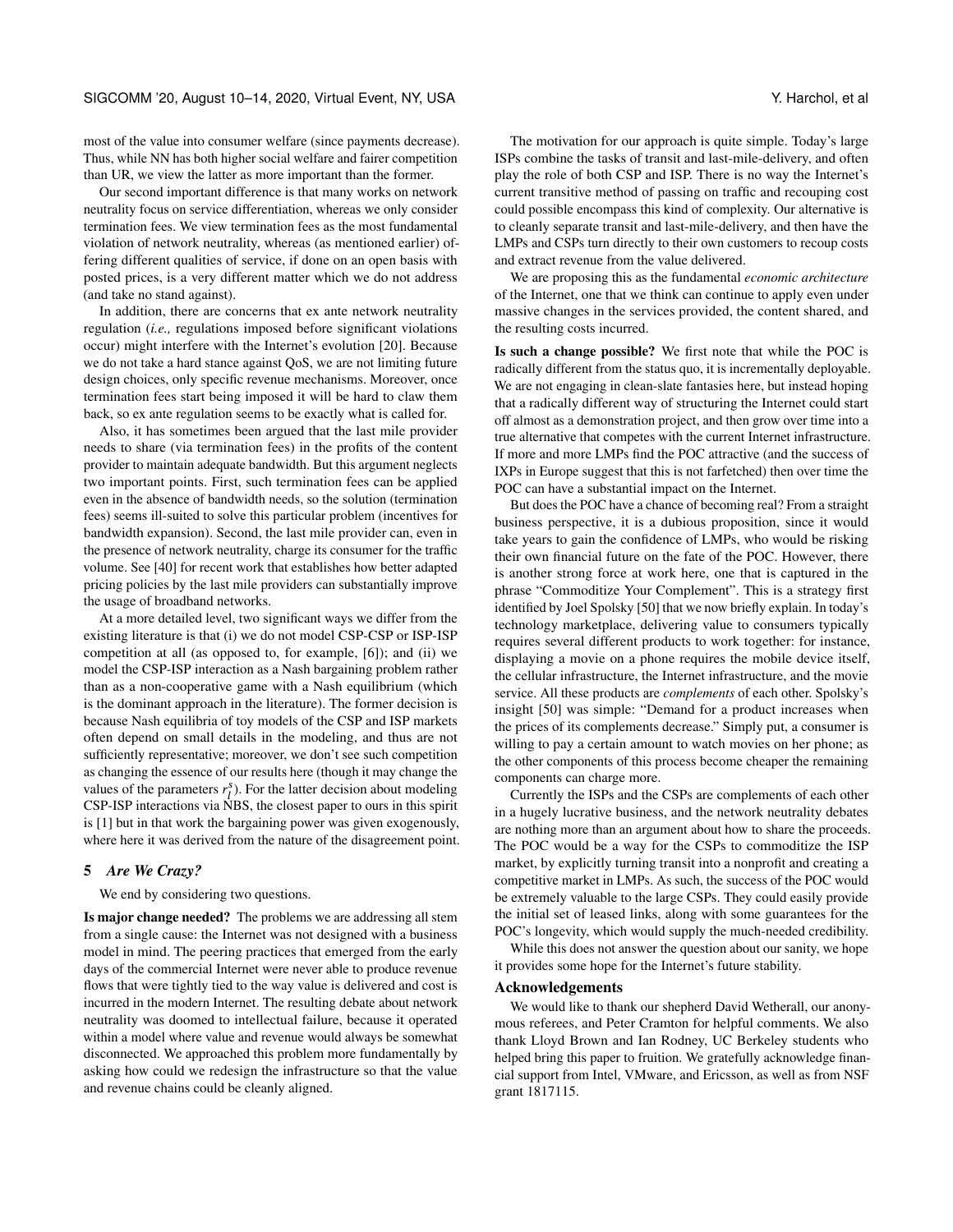most of the value into consumer welfare (since payments decrease). Thus, while NN has both higher social welfare and fairer competition than UR, we view the latter as more important than the former.

Our second important difference is that many works on network neutrality focus on service differentiation, whereas we only consider termination fees. We view termination fees as the most fundamental violation of network neutrality, whereas (as mentioned earlier) offering different qualities of service, if done on an open basis with posted prices, is a very different matter which we do not address (and take no stand against).

In addition, there are concerns that ex ante network neutrality regulation (*i.e.,* regulations imposed before significant violations occur) might interfere with the Internet's evolution [20]. Because we do not take a hard stance against QoS, we are not limiting future design choices, only specific revenue mechanisms. Moreover, once termination fees start being imposed it will be hard to claw them back, so ex ante regulation seems to be exactly what is called for.

Also, it has sometimes been argued that the last mile provider needs to share (via termination fees) in the profits of the content provider to maintain adequate bandwidth. But this argument neglects two important points. First, such termination fees can be applied even in the absence of bandwidth needs, so the solution (termination fees) seems ill-suited to solve this particular problem (incentives for bandwidth expansion). Second, the last mile provider can, even in the presence of network neutrality, charge its consumer for the traffic volume. See [40] for recent work that establishes how better adapted pricing policies by the last mile providers can substantially improve the usage of broadband networks.

At a more detailed level, two significant ways we differ from the existing literature is that (i) we do not model CSP-CSP or ISP-ISP competition at all (as opposed to, for example, [6]); and (ii) we model the CSP-ISP interaction as a Nash bargaining problem rather than as a non-cooperative game with a Nash equilibrium (which is the dominant approach in the literature). The former decision is because Nash equilibria of toy models of the CSP and ISP markets often depend on small details in the modeling, and thus are not sufficiently representative; moreover, we don't see such competition as changing the essence of our results here (though it may change the values of the parameters $r_l^s$). For the latter decision about modeling CSP-ISP interactions via NBS, the closest paper to ours in this spirit is [1] but in that work the bargaining power was given exogenously, where here it was derived from the nature of the disagreement point.

## 5 *Are We Crazy?*

We end by considering two questions.

**Is major change needed?** The problems we are addressing all stem from a single cause: the Internet was not designed with a business model in mind. The peering practices that emerged from the early days of the commercial Internet were never able to produce revenue flows that were tightly tied to the way value is delivered and cost is incurred in the modern Internet. The resulting debate about network neutrality was doomed to intellectual failure, because it operated within a model where value and revenue would always be somewhat disconnected. We approached this problem more fundamentally by asking how could we redesign the infrastructure so that the value and revenue chains could be cleanly aligned.

The motivation for our approach is quite simple. Today's large ISPs combine the tasks of transit and last-mile-delivery, and often play the role of both CSP and ISP. There is no way the Internet's current transitive method of passing on traffic and recouping cost could possible encompass this kind of complexity. Our alternative is to cleanly separate transit and last-mile-delivery, and then have the LMPs and CSPs turn directly to their own customers to recoup costs and extract revenue from the value delivered.

We are proposing this as the fundamental *economic architecture* of the Internet, one that we think can continue to apply even under massive changes in the services provided, the content shared, and the resulting costs incurred.

**Is such a change possible?** We first note that while the POC is radically different from the status quo, it is incrementally deployable. We are not engaging in clean-slate fantasies here, but instead hoping that a radically different way of structuring the Internet could start off almost as a demonstration project, and then grow over time into a true alternative that competes with the current Internet infrastructure. If more and more LMPs find the POC attractive (and the success of IXPs in Europe suggest that this is not farfetched) then over time the POC can have a substantial impact on the Internet.

But does the POC have a chance of becoming real? From a straight business perspective, it is a dubious proposition, since it would take years to gain the confidence of LMPs, who would be risking their own financial future on the fate of the POC. However, there is another strong force at work here, one that is captured in the phrase "Commoditize Your Complement". This is a strategy first identified by Joel Spolsky [50] that we now briefly explain. In today's technology marketplace, delivering value to consumers typically requires several different products to work together: for instance, displaying a movie on a phone requires the mobile device itself, the cellular infrastructure, the Internet infrastructure, and the movie service. All these products are *complements* of each other. Spolsky's insight [50] was simple: "Demand for a product increases when the prices of its complements decrease." Simply put, a consumer is willing to pay a certain amount to watch movies on her phone; as the other components of this process become cheaper the remaining components can charge more.

Currently the ISPs and the CSPs are complements of each other in a hugely lucrative business, and the network neutrality debates are nothing more than an argument about how to share the proceeds. The POC would be a way for the CSPs to commoditize the ISP market, by explicitly turning transit into a nonprofit and creating a competitive market in LMPs. As such, the success of the POC would be extremely valuable to the large CSPs. They could easily provide the initial set of leased links, along with some guarantees for the POC's longevity, which would supply the much-needed credibility.

While this does not answer the question about our sanity, we hope it provides some hope for the Internet's future stability.

## Acknowledgements

We would like to thank our shepherd David Wetherall, our anonymous referees, and Peter Cramton for helpful comments. We also thank Lloyd Brown and Ian Rodney, UC Berkeley students who helped bring this paper to fruition. We gratefully acknowledge financial support from Intel, VMware, and Ericsson, as well as from NSF grant 1817115.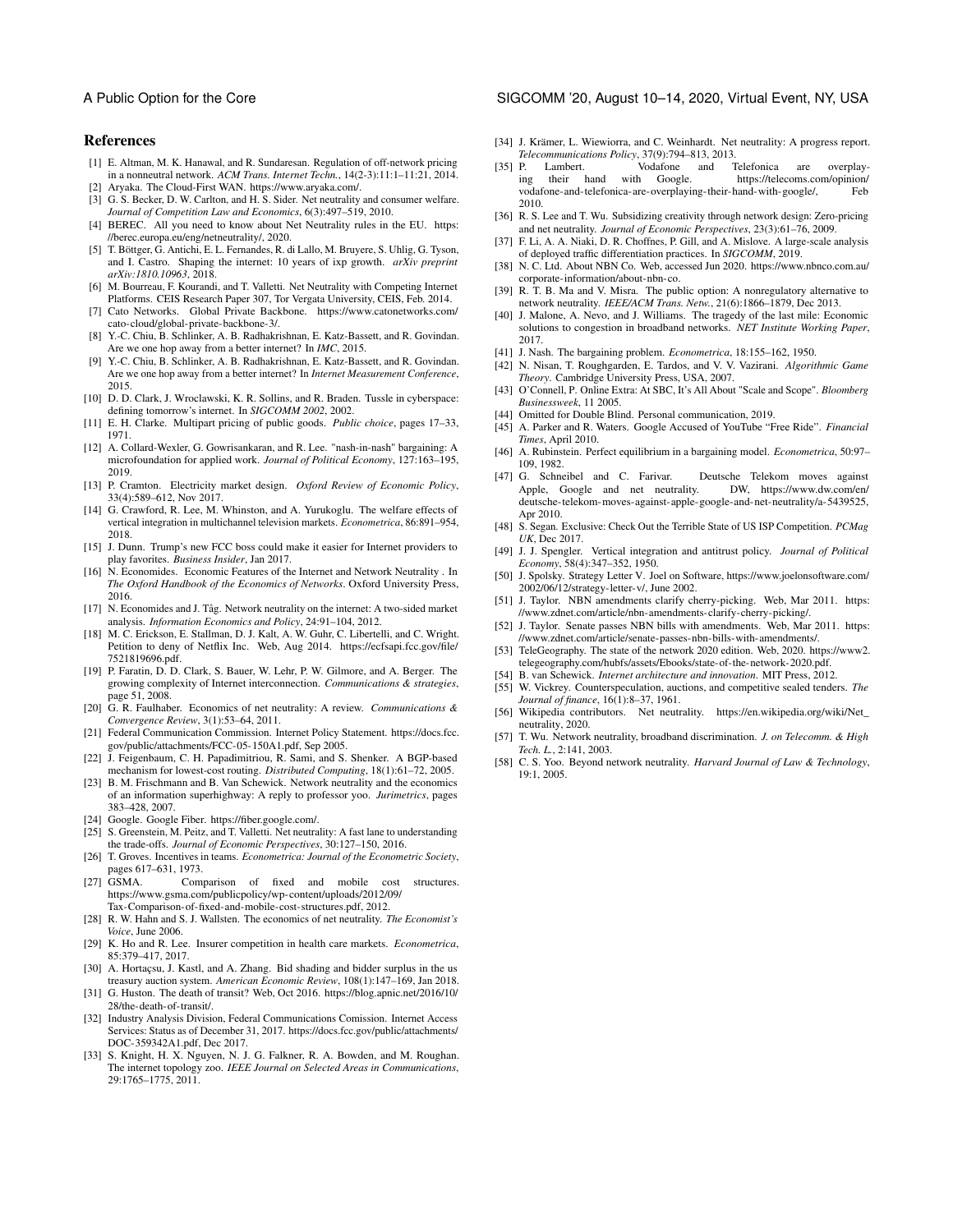## References

[1] E. Altman, M. K. Hanawal, and R. Sundaresan. Regulation of off-network pricing in a nonneutral network. *ACM Trans. Internet Techn.*, 14(2-3):11:1–11:21, 2014.

[2] Aryaka. The Cloud-First WAN. https://www.aryaka.com/.

[3] G. S. Becker, D. W. Carlton, and H. S. Sider. Net neutrality and consumer welfare. *Journal of Competition Law and Economics*, 6(3):497–519, 2010.

[4] BEREC. All you need to know about Net Neutrality rules in the EU. https://berec.europa.eu/eng/netneutrality/, 2020.

[5] T. Böttger, G. Antichi, E. L. Fernandes, R. di Lallo, M. Bruyere, S. Uhlig, G. Tyson, and I. Castro. Shaping the internet: 10 years of ixp growth. *arXiv preprint arXiv:1810.10963*, 2018.

[6] M. Bourreau, F. Kourandi, and T. Valletti. Net Neutrality with Competing Internet Platforms. CEIS Research Paper 307, Tor Vergata University, CEIS, Feb. 2014.

[7] Cato Networks. Global Private Backbone. https://www.catonetworks.com/cato-cloud/global-private-backbone-3/.

[8] Y.-C. Chiu, B. Schlinker, A. B. Radhakrishnan, E. Katz-Bassett, and R. Govindan. Are we one hop away from a better internet? In *IMC*, 2015.

[9] Y.-C. Chiu, B. Schlinker, A. B. Radhakrishnan, E. Katz-Bassett, and R. Govindan. Are we one hop away from a better internet? In *Internet Measurement Conference*, 2015.

[10] D. D. Clark, J. Wroclawski, K. R. Sollins, and R. Braden. Tussle in cyberspace: defining tomorrow's internet. In *SIGCOMM 2002*, 2002.

[11] E. H. Clarke. Multipart pricing of public goods. *Public choice*, pages 17–33, 1971.

[12] A. Collard-Wexler, G. Gowrisankaran, and R. Lee. "nash-in-nash" bargaining: A microfoundation for applied work. *Journal of Political Economy*, 127:163–195, 2019.

[13] P. Cramton. Electricity market design. *Oxford Review of Economic Policy*, 33(4):589–612, Nov 2017.

[14] G. Crawford, R. Lee, M. Whinston, and A. Yurukoglu. The welfare effects of vertical integration in multichannel television markets. *Econometrica*, 86:891–954, 2018.

[15] J. Dunn. Trump's new FCC boss could make it easier for Internet providers to play favorites. *Business Insider*, Jan 2017.

[16] N. Economides. Economic Features of the Internet and Network Neutrality . In *The Oxford Handbook of the Economics of Networks*. Oxford University Press, 2016.

[17] N. Economides and J. Tåg. Network neutrality on the internet: A two-sided market analysis. *Information Economics and Policy*, 24:91–104, 2012.

[18] M. C. Erickson, E. Stallman, D. J. Kalt, A. W. Guhr, C. Libertelli, and C. Wright. Petition to deny of Netflix Inc. Web, Aug 2014. https://ecfsapi.fcc.gov/file/7521819696.pdf.

[19] P. Faratin, D. D. Clark, S. Bauer, W. Lehr, P. W. Gilmore, and A. Berger. The growing complexity of Internet interconnection. *Communications & strategies*, page 51, 2008.

[20] G. R. Faulhaber. Economics of net neutrality: A review. *Communications & Convergence Review*, 3(1):53–64, 2011.

[21] Federal Communication Commission. Internet Policy Statement. https://docs.fcc.gov/public/attachments/FCC-05-150A1.pdf, Sep 2005.

[22] J. Feigenbaum, C. H. Papadimitriou, R. Sami, and S. Shenker. A BGP-based mechanism for lowest-cost routing. *Distributed Computing*, 18(1):61–72, 2005.

[23] B. M. Frischmann and B. Van Schewick. Network neutrality and the economics of an information superhighway: A reply to professor yoo. *Jurimetrics*, pages 383–428, 2007.

[24] Google. Google Fiber. https://fiber.google.com/.

[25] S. Greenstein, M. Peitz, and T. Valletti. Net neutrality: A fast lane to understanding the trade-offs. *Journal of Economic Perspectives*, 30:127–150, 2016.

[26] T. Groves. Incentives in teams. *Econometrica: Journal of the Econometric Society*, pages 617–631, 1973.

[27] GSMA. Comparison of fixed and mobile cost structures. https://www.gsma.com/publicpolicy/wp-content/uploads/2012/09/Tax-Comparison-of-fixed-and-mobile-cost-structures.pdf, 2012.

[28] R. W. Hahn and S. J. Wallsten. The economics of net neutrality. *The Economist's Voice*, June 2006.

[29] K. Ho and R. Lee. Insurer competition in health care markets. *Econometrica*, 85:379–417, 2017.

[30] A. Hortaçsu, J. Kastl, and A. Zhang. Bid shading and bidder surplus in the us treasury auction system. *American Economic Review*, 108(1):147–169, Jan 2018.

[31] G. Huston. The death of transit? Web, Oct 2016. https://blog.apnic.net/2016/10/28/the-death-of-transit/.

[32] Industry Analysis Division, Federal Communications Comission. Internet Access Services: Status as of December 31, 2017. https://docs.fcc.gov/public/attachments/DOC-359342A1.pdf, Dec 2017.

[33] S. Knight, H. X. Nguyen, N. J. G. Falkner, R. A. Bowden, and M. Roughan. The internet topology zoo. *IEEE Journal on Selected Areas in Communications*, 29:1765–1775, 2011.

[34] J. Krämer, L. Wiewiorra, and C. Weinhardt. Net neutrality: A progress report. *Telecommunications Policy*, 37(9):794–813, 2013.

[35] P. Lambert. Vodafone and Telefonica are overplaying their hand with Google. https://telecoms.com/opinion/vodafone-and-telefonica-are-overplaying-their-hand-with-google/, Feb 2010.

[36] R. S. Lee and T. Wu. Subsidizing creativity through network design: Zero-pricing and net neutrality. *Journal of Economic Perspectives*, 23(3):61–76, 2009.

[37] F. Li, A. A. Niaki, D. R. Choffnes, P. Gill, and A. Mislove. A large-scale analysis of deployed traffic differentiation practices. In *SIGCOMM*, 2019.

[38] N. C. Ltd. About NBN Co. Web, accessed Jun 2020. https://www.nbnco.com.au/corporate-information/about-nbn-co.

[39] R. T. B. Ma and V. Misra. The public option: A nonregulatory alternative to network neutrality. *IEEE/ACM Trans. Netw.*, 21(6):1866–1879, Dec 2013.

[40] J. Malone, A. Nevo, and J. Williams. The tragedy of the last mile: Economic solutions to congestion in broadband networks. *NET Institute Working Paper*, 2017.

[41] J. Nash. The bargaining problem. *Econometrica*, 18:155–162, 1950.

[42] N. Nisan, T. Roughgarden, E. Tardos, and V. V. Vazirani. *Algorithmic Game Theory*. Cambridge University Press, USA, 2007.

[43] O'Connell, P. Online Extra: At SBC, It's All About "Scale and Scope". *Bloomberg Businessweek*, 11 2005.

[44] Omitted for Double Blind. Personal communication, 2019.

[45] A. Parker and R. Waters. Google Accused of YouTube "Free Ride". *Financial Times*, April 2010.

[46] A. Rubinstein. Perfect equilibrium in a bargaining model. *Econometrica*, 50:97–109, 1982.

[47] G. Schneibel and C. Farivar. Deutsche Telekom moves against Apple, Google and net neutrality. DW, https://www.dw.com/en/deutsche-telekom-moves-against-apple-google-and-net-neutrality/a-5439525, Apr 2010.

[48] S. Segan. Exclusive: Check Out the Terrible State of US ISP Competition. *PCMag UK*, Dec 2017.

[49] J. J. Spengler. Vertical integration and antitrust policy. *Journal of Political Economy*, 58(4):347–352, 1950.

[50] J. Spolsky. Strategy Letter V. Joel on Software, https://www.joelonsoftware.com/2002/06/12/strategy-letter-v/, June 2002.

[51] J. Taylor. NBN amendments clarify cherry-picking. Web, Mar 2011. https://www.zdnet.com/article/nbn-amendments-clarify-cherry-picking/.

[52] J. Taylor. Senate passes NBN bills with amendments. Web, Mar 2011. https://www.zdnet.com/article/senate-passes-nbn-bills-with-amendments/.

[53] TeleGeography. The state of the network 2020 edition. Web, 2020. https://www2.telegeography.com/hubfs/assets/Ebooks/state-of-the-network-2020.pdf.

[54] B. van Schewick. *Internet architecture and innovation*. MIT Press, 2012.

[55] W. Vickrey. Counterspeculation, auctions, and competitive sealed tenders. *The Journal of finance*, 16(1):8–37, 1961.

[56] Wikipedia contributors. Net neutrality. https://en.wikipedia.org/wiki/Net_neutrality, 2020.

[57] T. Wu. Network neutrality, broadband discrimination. *J. on Telecomm. & High Tech. L.*, 2:141, 2003.

[58] C. S. Yoo. Beyond network neutrality. *Harvard Journal of Law & Technology*, 19:1, 2005.